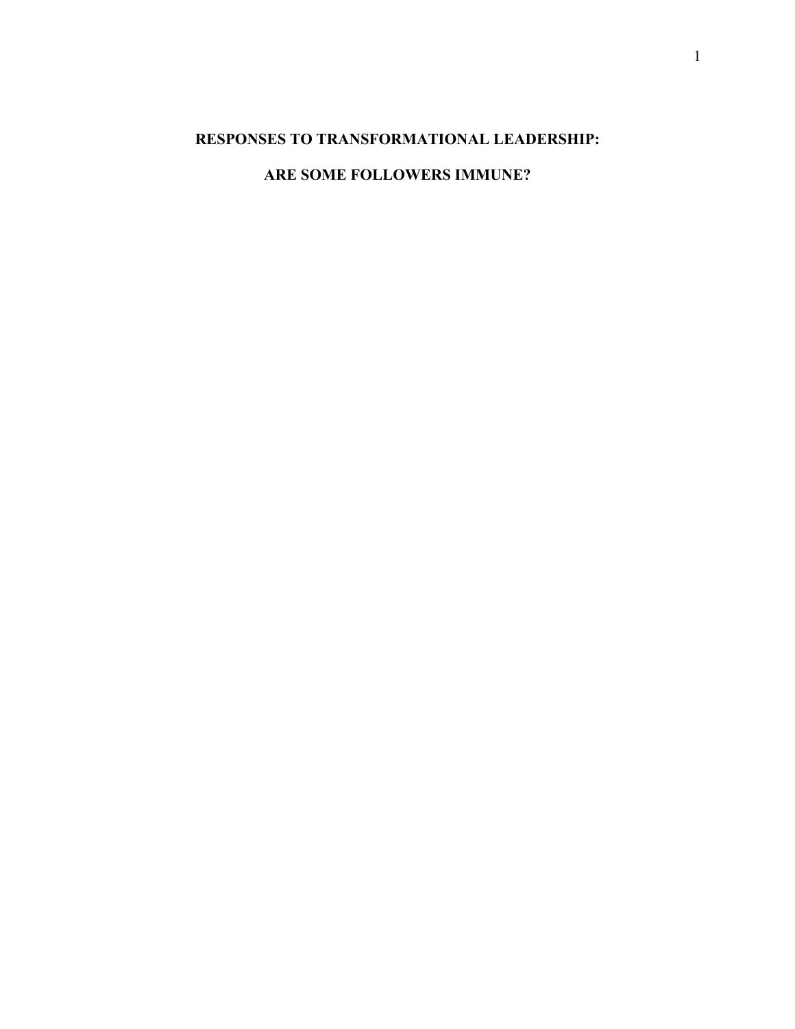# RESPONSES TO TRANSFORMATIONAL LEADERSHIP:

# ARE SOME FOLLOWERS IMMUNE?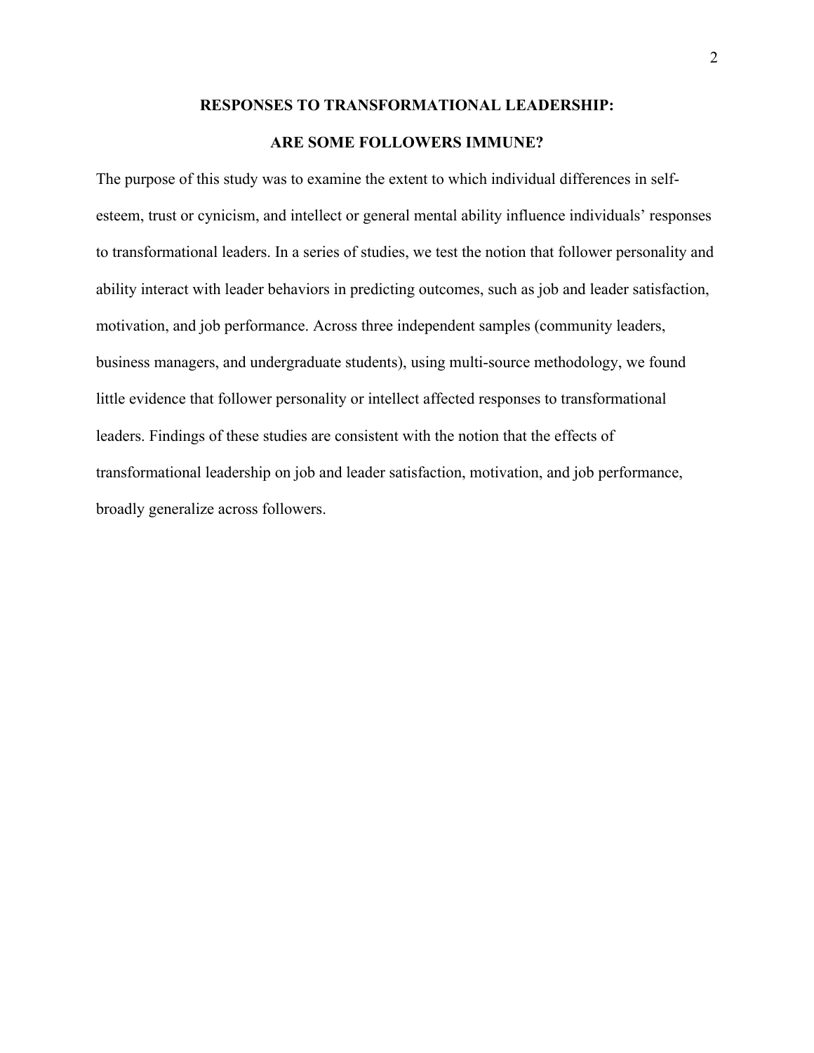# RESPONSES TO TRANSFORMATIONAL LEADERSHIP:

# ARE SOME FOLLOWERS IMMUNE?

The purpose of this study was to examine the extent to which individual differences in self-esteem, trust or cynicism, and intellect or general mental ability influence individuals' responses to transformational leaders. In a series of studies, we test the notion that follower personality and ability interact with leader behaviors in predicting outcomes, such as job and leader satisfaction, motivation, and job performance. Across three independent samples (community leaders, business managers, and undergraduate students), using multi-source methodology, we found little evidence that follower personality or intellect affected responses to transformational leaders. Findings of these studies are consistent with the notion that the effects of transformational leadership on job and leader satisfaction, motivation, and job performance, broadly generalize across followers.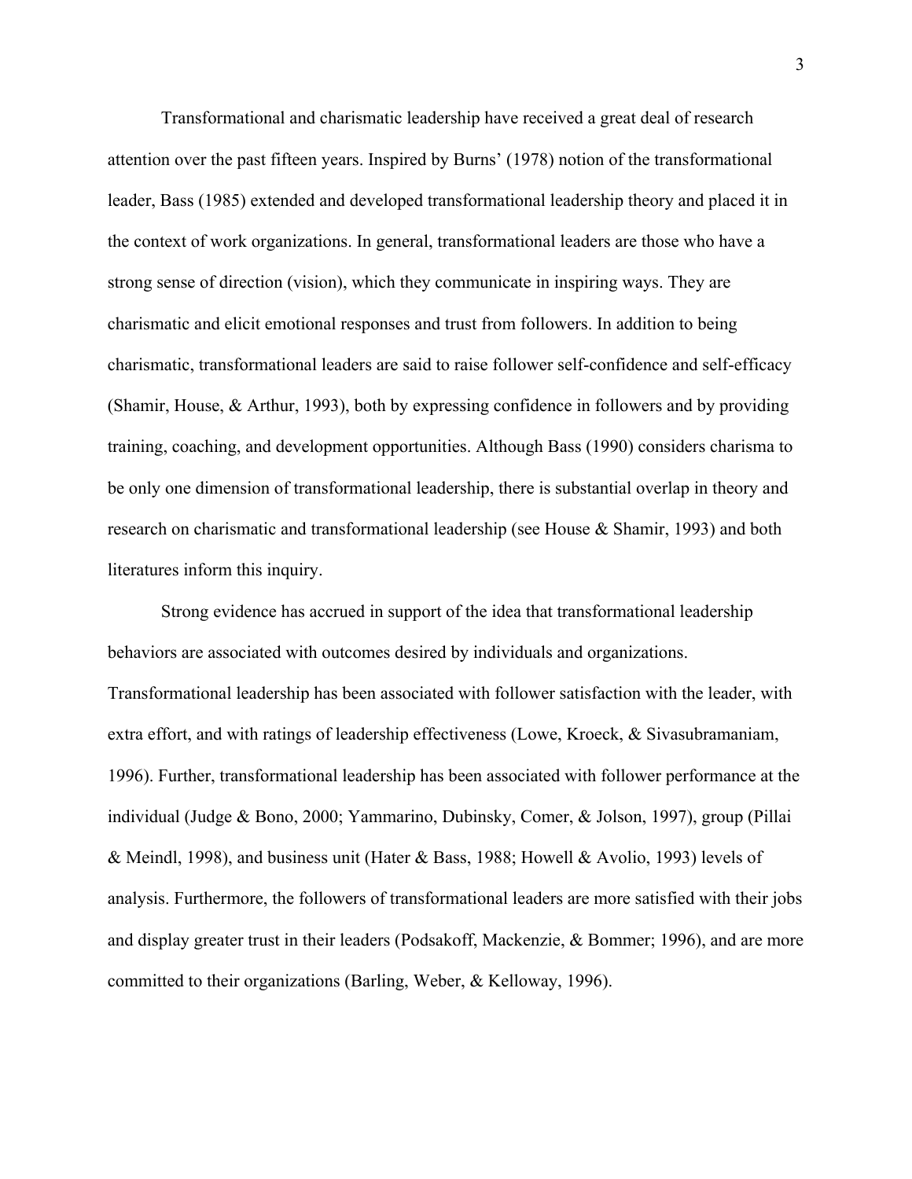Transformational and charismatic leadership have received a great deal of research attention over the past fifteen years. Inspired by Burns' (1978) notion of the transformational leader, Bass (1985) extended and developed transformational leadership theory and placed it in the context of work organizations. In general, transformational leaders are those who have a strong sense of direction (vision), which they communicate in inspiring ways. They are charismatic and elicit emotional responses and trust from followers. In addition to being charismatic, transformational leaders are said to raise follower self-confidence and self-efficacy (Shamir, House, & Arthur, 1993), both by expressing confidence in followers and by providing training, coaching, and development opportunities. Although Bass (1990) considers charisma to be only one dimension of transformational leadership, there is substantial overlap in theory and research on charismatic and transformational leadership (see House & Shamir, 1993) and both literatures inform this inquiry.

Strong evidence has accrued in support of the idea that transformational leadership behaviors are associated with outcomes desired by individuals and organizations. Transformational leadership has been associated with follower satisfaction with the leader, with extra effort, and with ratings of leadership effectiveness (Lowe, Kroeck, & Sivasubramaniam, 1996). Further, transformational leadership has been associated with follower performance at the individual (Judge & Bono, 2000; Yammarino, Dubinsky, Comer, & Jolson, 1997), group (Pillai & Meindl, 1998), and business unit (Hater & Bass, 1988; Howell & Avolio, 1993) levels of analysis. Furthermore, the followers of transformational leaders are more satisfied with their jobs and display greater trust in their leaders (Podsakoff, Mackenzie, & Bommer; 1996), and are more committed to their organizations (Barling, Weber, & Kelloway, 1996).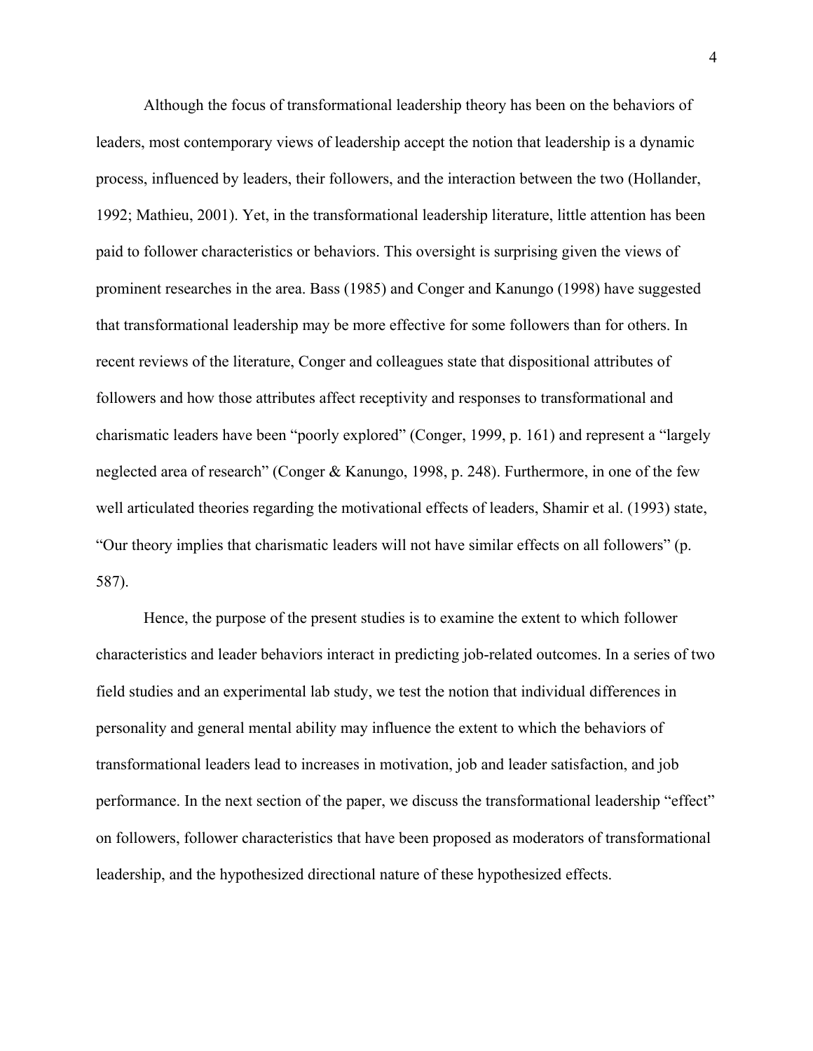Although the focus of transformational leadership theory has been on the behaviors of leaders, most contemporary views of leadership accept the notion that leadership is a dynamic process, influenced by leaders, their followers, and the interaction between the two (Hollander, 1992; Mathieu, 2001). Yet, in the transformational leadership literature, little attention has been paid to follower characteristics or behaviors. This oversight is surprising given the views of prominent researches in the area. Bass (1985) and Conger and Kanungo (1998) have suggested that transformational leadership may be more effective for some followers than for others. In recent reviews of the literature, Conger and colleagues state that dispositional attributes of followers and how those attributes affect receptivity and responses to transformational and charismatic leaders have been "poorly explored" (Conger, 1999, p. 161) and represent a "largely neglected area of research" (Conger & Kanungo, 1998, p. 248). Furthermore, in one of the few well articulated theories regarding the motivational effects of leaders, Shamir et al. (1993) state, "Our theory implies that charismatic leaders will not have similar effects on all followers" (p. 587).

Hence, the purpose of the present studies is to examine the extent to which follower characteristics and leader behaviors interact in predicting job-related outcomes. In a series of two field studies and an experimental lab study, we test the notion that individual differences in personality and general mental ability may influence the extent to which the behaviors of transformational leaders lead to increases in motivation, job and leader satisfaction, and job performance. In the next section of the paper, we discuss the transformational leadership "effect" on followers, follower characteristics that have been proposed as moderators of transformational leadership, and the hypothesized directional nature of these hypothesized effects.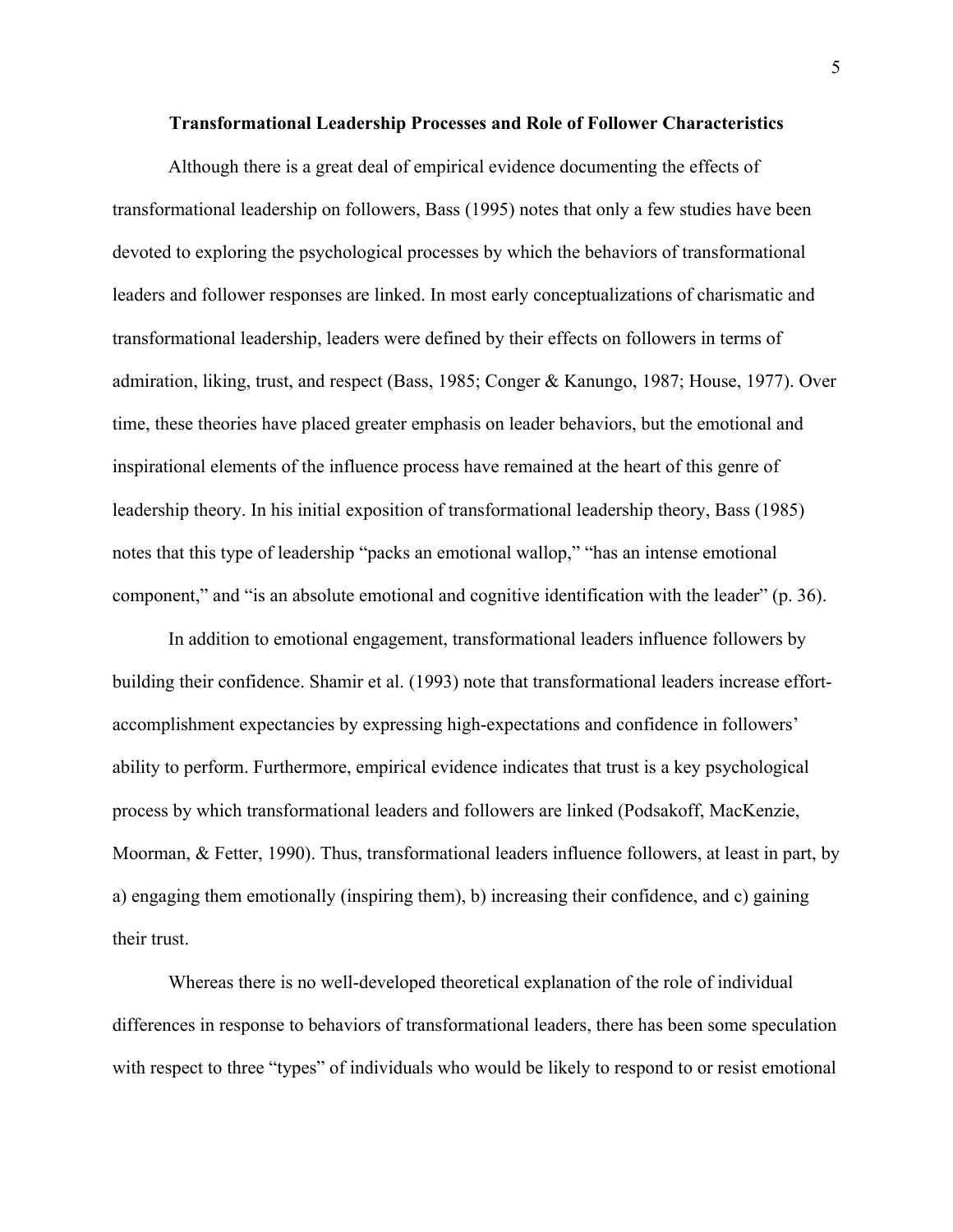## Transformational Leadership Processes and Role of Follower Characteristics

Although there is a great deal of empirical evidence documenting the effects of transformational leadership on followers, Bass (1995) notes that only a few studies have been devoted to exploring the psychological processes by which the behaviors of transformational leaders and follower responses are linked. In most early conceptualizations of charismatic and transformational leadership, leaders were defined by their effects on followers in terms of admiration, liking, trust, and respect (Bass, 1985; Conger & Kanungo, 1987; House, 1977). Over time, these theories have placed greater emphasis on leader behaviors, but the emotional and inspirational elements of the influence process have remained at the heart of this genre of leadership theory. In his initial exposition of transformational leadership theory, Bass (1985) notes that this type of leadership "packs an emotional wallop," "has an intense emotional component," and "is an absolute emotional and cognitive identification with the leader" (p. 36).

In addition to emotional engagement, transformational leaders influence followers by building their confidence. Shamir et al. (1993) note that transformational leaders increase effort-accomplishment expectancies by expressing high-expectations and confidence in followers' ability to perform. Furthermore, empirical evidence indicates that trust is a key psychological process by which transformational leaders and followers are linked (Podsakoff, MacKenzie, Moorman, & Fetter, 1990). Thus, transformational leaders influence followers, at least in part, by a) engaging them emotionally (inspiring them), b) increasing their confidence, and c) gaining their trust.

Whereas there is no well-developed theoretical explanation of the role of individual differences in response to behaviors of transformational leaders, there has been some speculation with respect to three "types" of individuals who would be likely to respond to or resist emotional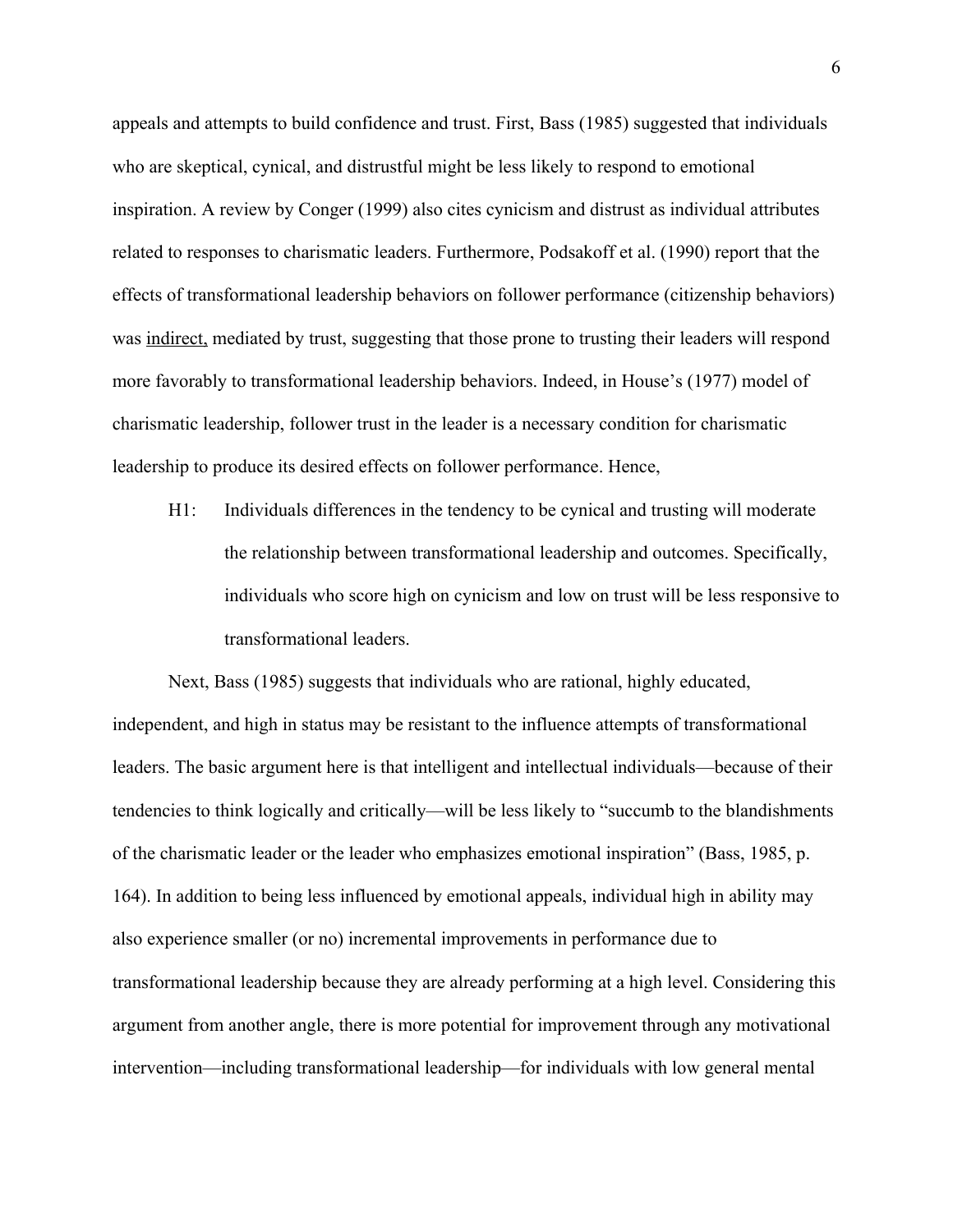appeals and attempts to build confidence and trust. First, Bass (1985) suggested that individuals who are skeptical, cynical, and distrustful might be less likely to respond to emotional inspiration. A review by Conger (1999) also cites cynicism and distrust as individual attributes related to responses to charismatic leaders. Furthermore, Podsakoff et al. (1990) report that the effects of transformational leadership behaviors on follower performance (citizenship behaviors) was <u>indirect,</u> mediated by trust, suggesting that those prone to trusting their leaders will respond more favorably to transformational leadership behaviors. Indeed, in House's (1977) model of charismatic leadership, follower trust in the leader is a necessary condition for charismatic leadership to produce its desired effects on follower performance. Hence,

> H1: Individuals differences in the tendency to be cynical and trusting will moderate the relationship between transformational leadership and outcomes. Specifically, individuals who score high on cynicism and low on trust will be less responsive to transformational leaders.

Next, Bass (1985) suggests that individuals who are rational, highly educated, independent, and high in status may be resistant to the influence attempts of transformational leaders. The basic argument here is that intelligent and intellectual individuals—because of their tendencies to think logically and critically—will be less likely to "succumb to the blandishments of the charismatic leader or the leader who emphasizes emotional inspiration" (Bass, 1985, p. 164). In addition to being less influenced by emotional appeals, individual high in ability may also experience smaller (or no) incremental improvements in performance due to transformational leadership because they are already performing at a high level. Considering this argument from another angle, there is more potential for improvement through any motivational intervention—including transformational leadership—for individuals with low general mental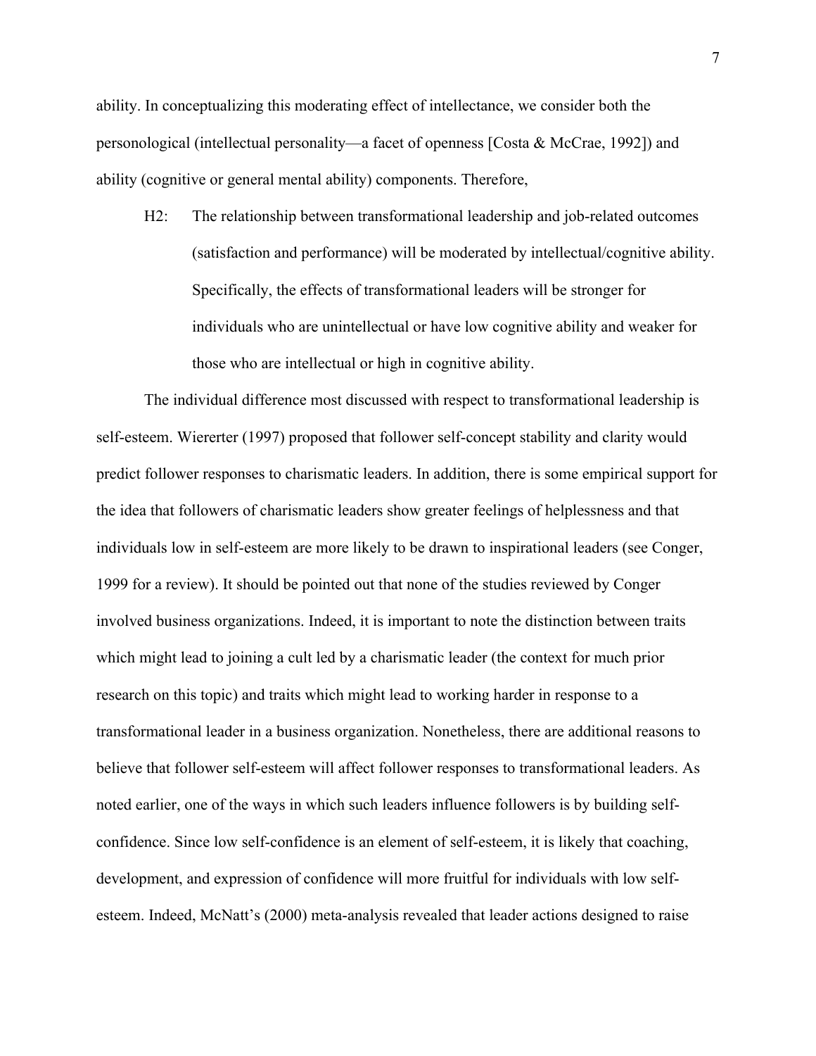ability. In conceptualizing this moderating effect of intellectance, we consider both the personological (intellectual personality—a facet of openness [Costa & McCrae, 1992]) and ability (cognitive or general mental ability) components. Therefore,

> H2: The relationship between transformational leadership and job-related outcomes (satisfaction and performance) will be moderated by intellectual/cognitive ability. Specifically, the effects of transformational leaders will be stronger for individuals who are unintellectual or have low cognitive ability and weaker for those who are intellectual or high in cognitive ability.

The individual difference most discussed with respect to transformational leadership is self-esteem. Wiererter (1997) proposed that follower self-concept stability and clarity would predict follower responses to charismatic leaders. In addition, there is some empirical support for the idea that followers of charismatic leaders show greater feelings of helplessness and that individuals low in self-esteem are more likely to be drawn to inspirational leaders (see Conger, 1999 for a review). It should be pointed out that none of the studies reviewed by Conger involved business organizations. Indeed, it is important to note the distinction between traits which might lead to joining a cult led by a charismatic leader (the context for much prior research on this topic) and traits which might lead to working harder in response to a transformational leader in a business organization. Nonetheless, there are additional reasons to believe that follower self-esteem will affect follower responses to transformational leaders. As noted earlier, one of the ways in which such leaders influence followers is by building self-confidence. Since low self-confidence is an element of self-esteem, it is likely that coaching, development, and expression of confidence will more fruitful for individuals with low self-esteem. Indeed, McNatt's (2000) meta-analysis revealed that leader actions designed to raise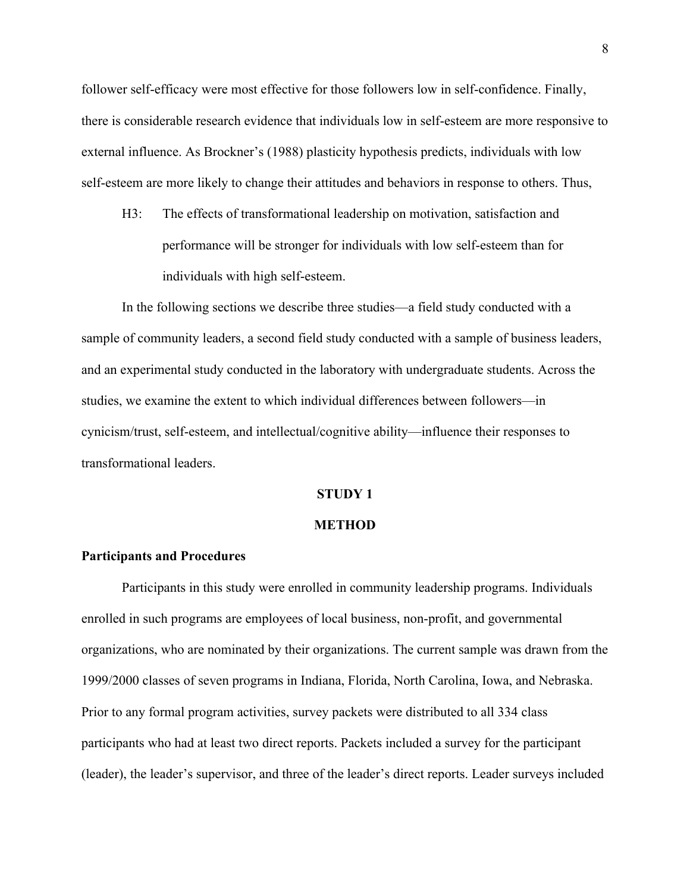follower self-efficacy were most effective for those followers low in self-confidence. Finally, there is considerable research evidence that individuals low in self-esteem are more responsive to external influence. As Brockner's (1988) plasticity hypothesis predicts, individuals with low self-esteem are more likely to change their attitudes and behaviors in response to others. Thus,

> H3: The effects of transformational leadership on motivation, satisfaction and performance will be stronger for individuals with low self-esteem than for individuals with high self-esteem.

In the following sections we describe three studies—a field study conducted with a sample of community leaders, a second field study conducted with a sample of business leaders, and an experimental study conducted in the laboratory with undergraduate students. Across the studies, we examine the extent to which individual differences between followers—in cynicism/trust, self-esteem, and intellectual/cognitive ability—influence their responses to transformational leaders.

## STUDY 1

## METHOD

### Participants and Procedures

Participants in this study were enrolled in community leadership programs. Individuals enrolled in such programs are employees of local business, non-profit, and governmental organizations, who are nominated by their organizations. The current sample was drawn from the 1999/2000 classes of seven programs in Indiana, Florida, North Carolina, Iowa, and Nebraska. Prior to any formal program activities, survey packets were distributed to all 334 class participants who had at least two direct reports. Packets included a survey for the participant (leader), the leader's supervisor, and three of the leader's direct reports. Leader surveys included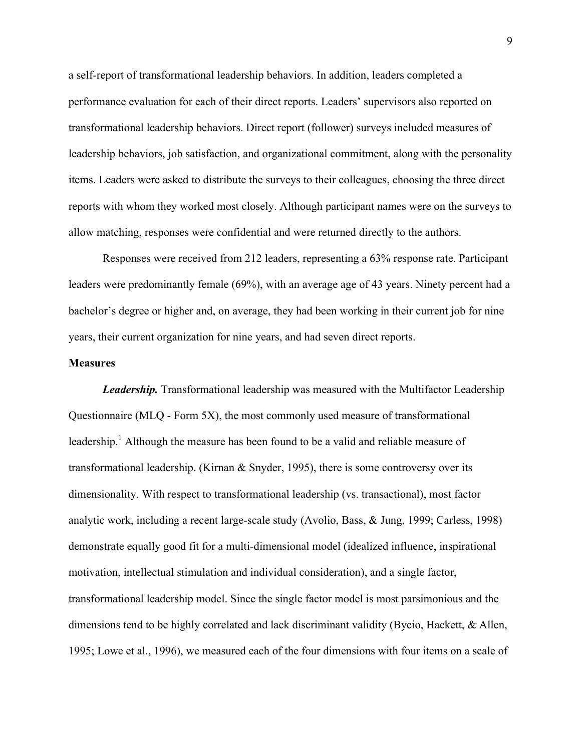a self-report of transformational leadership behaviors. In addition, leaders completed a performance evaluation for each of their direct reports. Leaders' supervisors also reported on transformational leadership behaviors. Direct report (follower) surveys included measures of leadership behaviors, job satisfaction, and organizational commitment, along with the personality items. Leaders were asked to distribute the surveys to their colleagues, choosing the three direct reports with whom they worked most closely. Although participant names were on the surveys to allow matching, responses were confidential and were returned directly to the authors.

Responses were received from 212 leaders, representing a 63% response rate. Participant leaders were predominantly female (69%), with an average age of 43 years. Ninety percent had a bachelor's degree or higher and, on average, they had been working in their current job for nine years, their current organization for nine years, and had seven direct reports.

**Measures**

***Leadership.*** Transformational leadership was measured with the Multifactor Leadership Questionnaire (MLQ - Form 5X), the most commonly used measure of transformational leadership.[1] Although the measure has been found to be a valid and reliable measure of transformational leadership. (Kirnan & Snyder, 1995), there is some controversy over its dimensionality. With respect to transformational leadership (vs. transactional), most factor analytic work, including a recent large-scale study (Avolio, Bass, & Jung, 1999; Carless, 1998) demonstrate equally good fit for a multi-dimensional model (idealized influence, inspirational motivation, intellectual stimulation and individual consideration), and a single factor, transformational leadership model. Since the single factor model is most parsimonious and the dimensions tend to be highly correlated and lack discriminant validity (Bycio, Hackett, & Allen, 1995; Lowe et al., 1996), we measured each of the four dimensions with four items on a scale of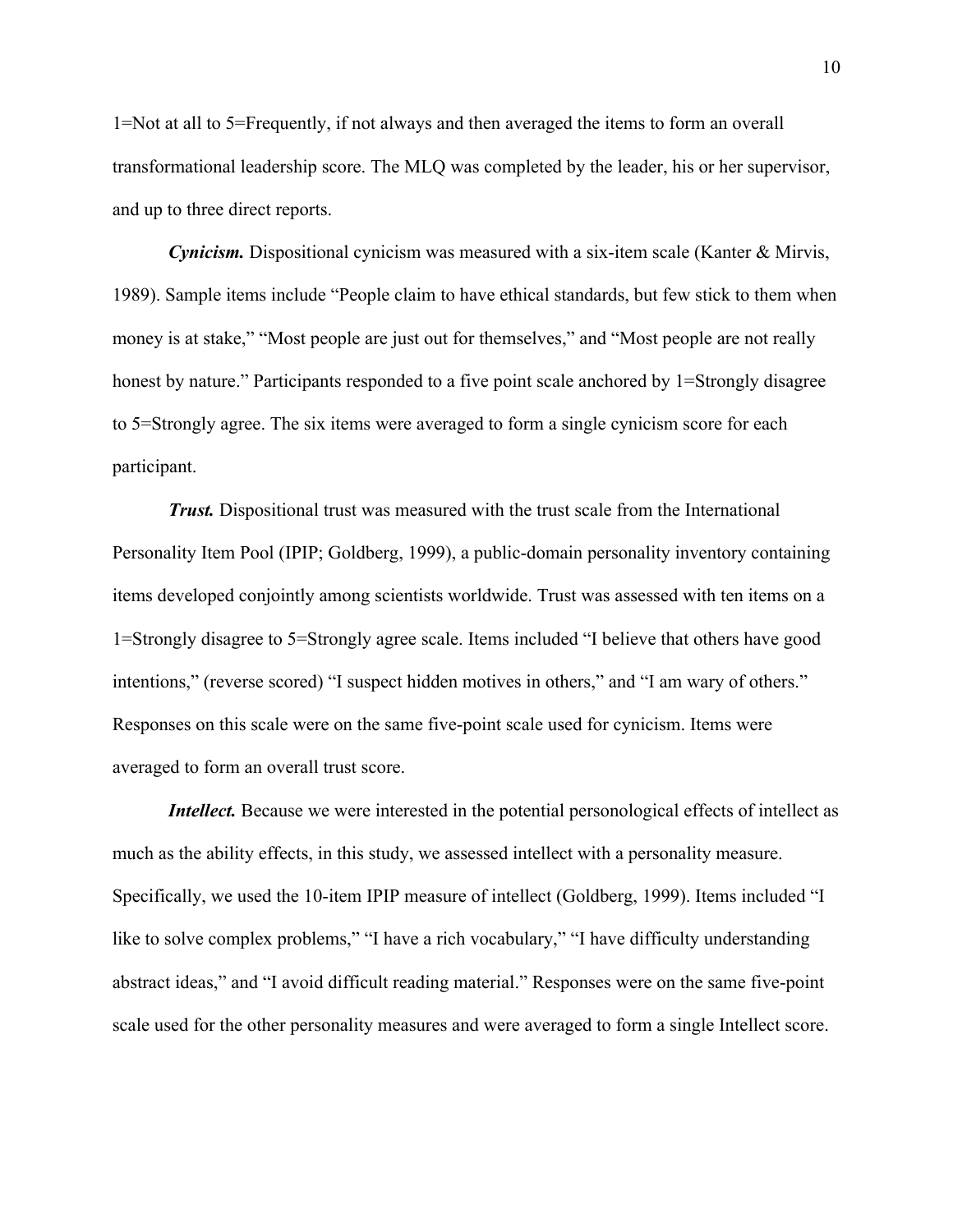1=Not at all to 5=Frequently, if not always and then averaged the items to form an overall transformational leadership score. The MLQ was completed by the leader, his or her supervisor, and up to three direct reports.

***Cynicism.*** Dispositional cynicism was measured with a six-item scale (Kanter & Mirvis, 1989). Sample items include "People claim to have ethical standards, but few stick to them when money is at stake," "Most people are just out for themselves," and "Most people are not really honest by nature." Participants responded to a five point scale anchored by 1=Strongly disagree to 5=Strongly agree. The six items were averaged to form a single cynicism score for each participant.

***Trust.*** Dispositional trust was measured with the trust scale from the International Personality Item Pool (IPIP; Goldberg, 1999), a public-domain personality inventory containing items developed conjointly among scientists worldwide. Trust was assessed with ten items on a 1=Strongly disagree to 5=Strongly agree scale. Items included "I believe that others have good intentions," (reverse scored) "I suspect hidden motives in others," and "I am wary of others." Responses on this scale were on the same five-point scale used for cynicism. Items were averaged to form an overall trust score.

***Intellect.*** Because we were interested in the potential personological effects of intellect as much as the ability effects, in this study, we assessed intellect with a personality measure. Specifically, we used the 10-item IPIP measure of intellect (Goldberg, 1999). Items included "I like to solve complex problems," "I have a rich vocabulary," "I have difficulty understanding abstract ideas," and "I avoid difficult reading material." Responses were on the same five-point scale used for the other personality measures and were averaged to form a single Intellect score.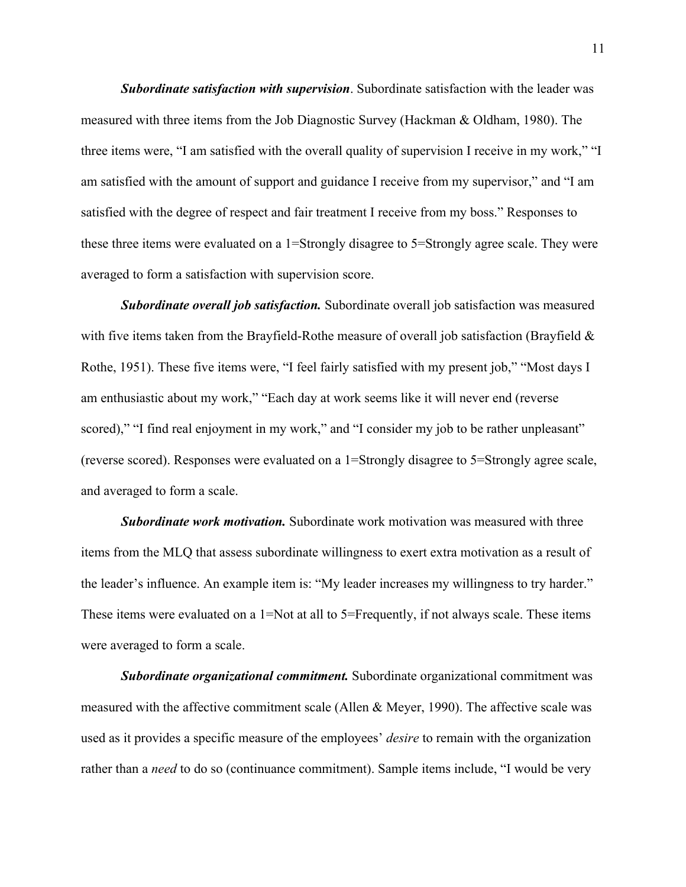***Subordinate satisfaction with supervision***. Subordinate satisfaction with the leader was measured with three items from the Job Diagnostic Survey (Hackman & Oldham, 1980). The three items were, "I am satisfied with the overall quality of supervision I receive in my work," "I am satisfied with the amount of support and guidance I receive from my supervisor," and "I am satisfied with the degree of respect and fair treatment I receive from my boss." Responses to these three items were evaluated on a 1=Strongly disagree to 5=Strongly agree scale. They were averaged to form a satisfaction with supervision score.

***Subordinate overall job satisfaction.*** Subordinate overall job satisfaction was measured with five items taken from the Brayfield-Rothe measure of overall job satisfaction (Brayfield & Rothe, 1951). These five items were, "I feel fairly satisfied with my present job," "Most days I am enthusiastic about my work," "Each day at work seems like it will never end (reverse scored)," "I find real enjoyment in my work," and "I consider my job to be rather unpleasant" (reverse scored). Responses were evaluated on a 1=Strongly disagree to 5=Strongly agree scale, and averaged to form a scale.

***Subordinate work motivation.*** Subordinate work motivation was measured with three items from the MLQ that assess subordinate willingness to exert extra motivation as a result of the leader's influence. An example item is: "My leader increases my willingness to try harder." These items were evaluated on a 1=Not at all to 5=Frequently, if not always scale. These items were averaged to form a scale.

***Subordinate organizational commitment.*** Subordinate organizational commitment was measured with the affective commitment scale (Allen & Meyer, 1990). The affective scale was used as it provides a specific measure of the employees' *desire* to remain with the organization rather than a *need* to do so (continuance commitment). Sample items include, "I would be very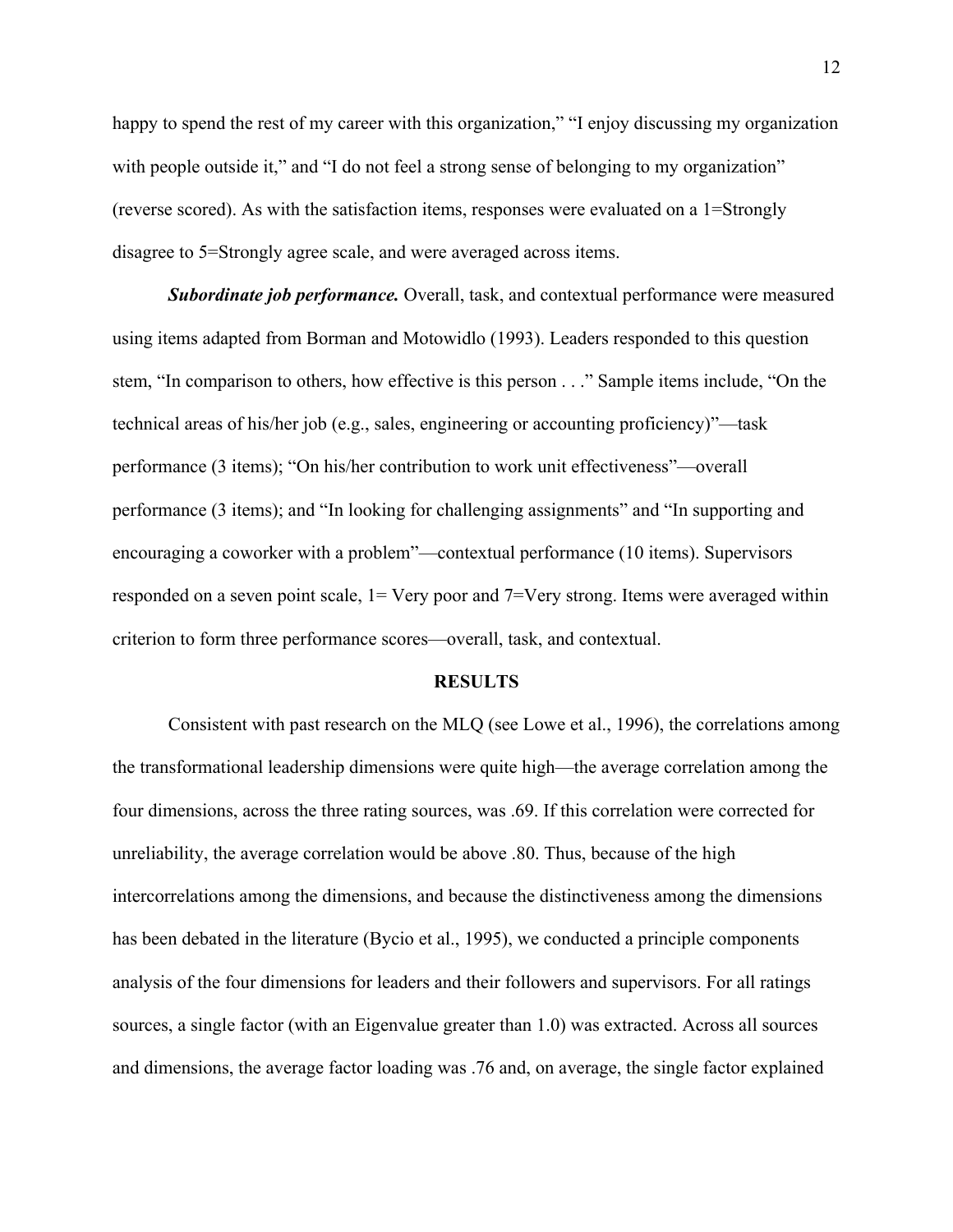happy to spend the rest of my career with this organization," "I enjoy discussing my organization with people outside it," and "I do not feel a strong sense of belonging to my organization" (reverse scored). As with the satisfaction items, responses were evaluated on a 1=Strongly disagree to 5=Strongly agree scale, and were averaged across items.

***Subordinate job performance.*** Overall, task, and contextual performance were measured using items adapted from Borman and Motowidlo (1993). Leaders responded to this question stem, "In comparison to others, how effective is this person . . ." Sample items include, "On the technical areas of his/her job (e.g., sales, engineering or accounting proficiency)"—task performance (3 items); "On his/her contribution to work unit effectiveness"—overall performance (3 items); and "In looking for challenging assignments" and "In supporting and encouraging a coworker with a problem"—contextual performance (10 items). Supervisors responded on a seven point scale, 1= Very poor and 7=Very strong. Items were averaged within criterion to form three performance scores—overall, task, and contextual.

## RESULTS

Consistent with past research on the MLQ (see Lowe et al., 1996), the correlations among the transformational leadership dimensions were quite high—the average correlation among the four dimensions, across the three rating sources, was .69. If this correlation were corrected for unreliability, the average correlation would be above .80. Thus, because of the high intercorrelations among the dimensions, and because the distinctiveness among the dimensions has been debated in the literature (Bycio et al., 1995), we conducted a principle components analysis of the four dimensions for leaders and their followers and supervisors. For all ratings sources, a single factor (with an Eigenvalue greater than 1.0) was extracted. Across all sources and dimensions, the average factor loading was .76 and, on average, the single factor explained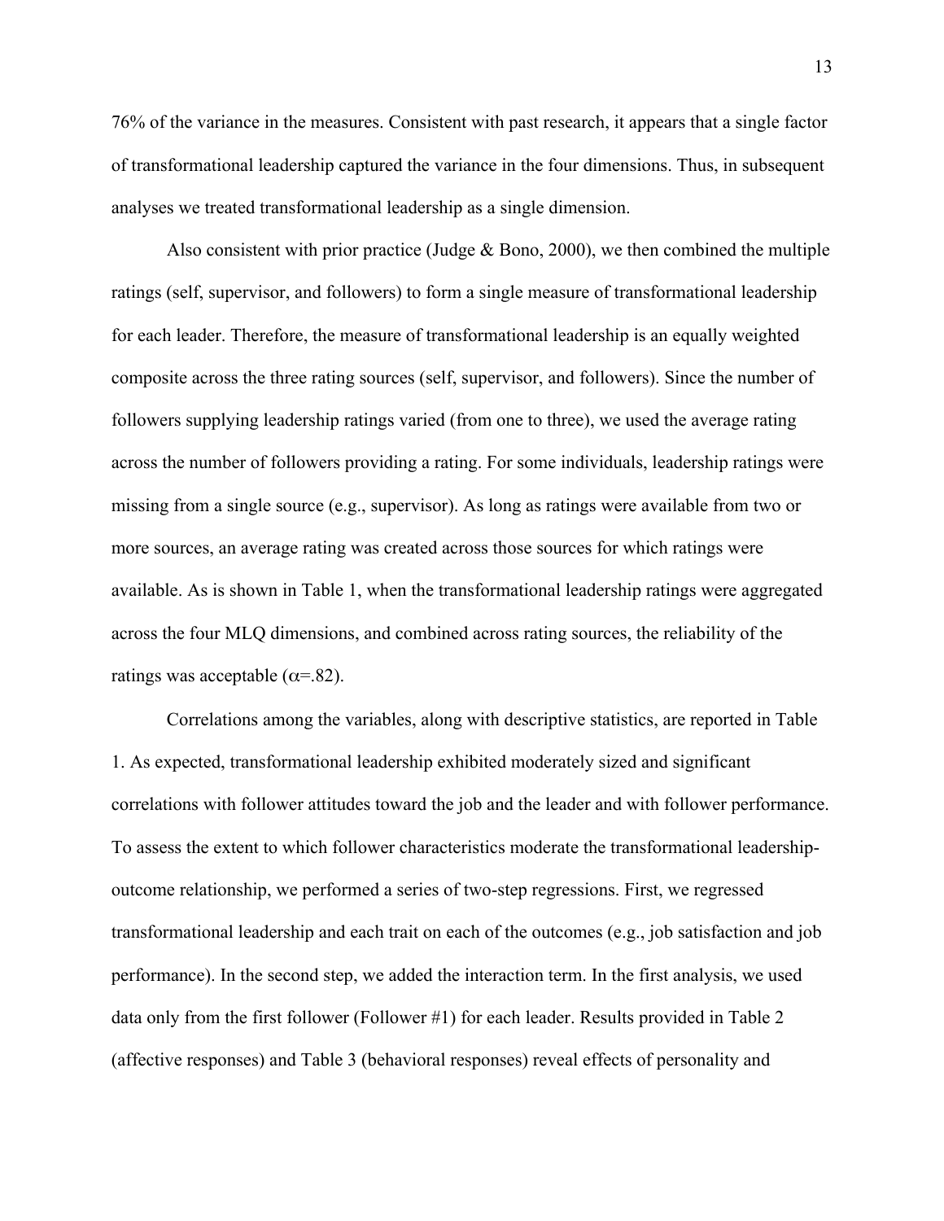76% of the variance in the measures. Consistent with past research, it appears that a single factor of transformational leadership captured the variance in the four dimensions. Thus, in subsequent analyses we treated transformational leadership as a single dimension.

Also consistent with prior practice (Judge & Bono, 2000), we then combined the multiple ratings (self, supervisor, and followers) to form a single measure of transformational leadership for each leader. Therefore, the measure of transformational leadership is an equally weighted composite across the three rating sources (self, supervisor, and followers). Since the number of followers supplying leadership ratings varied (from one to three), we used the average rating across the number of followers providing a rating. For some individuals, leadership ratings were missing from a single source (e.g., supervisor). As long as ratings were available from two or more sources, an average rating was created across those sources for which ratings were available. As is shown in Table 1, when the transformational leadership ratings were aggregated across the four MLQ dimensions, and combined across rating sources, the reliability of the ratings was acceptable ($\alpha$=.82).

Correlations among the variables, along with descriptive statistics, are reported in Table 1. As expected, transformational leadership exhibited moderately sized and significant correlations with follower attitudes toward the job and the leader and with follower performance. To assess the extent to which follower characteristics moderate the transformational leadership-outcome relationship, we performed a series of two-step regressions. First, we regressed transformational leadership and each trait on each of the outcomes (e.g., job satisfaction and job performance). In the second step, we added the interaction term. In the first analysis, we used data only from the first follower (Follower #1) for each leader. Results provided in Table 2 (affective responses) and Table 3 (behavioral responses) reveal effects of personality and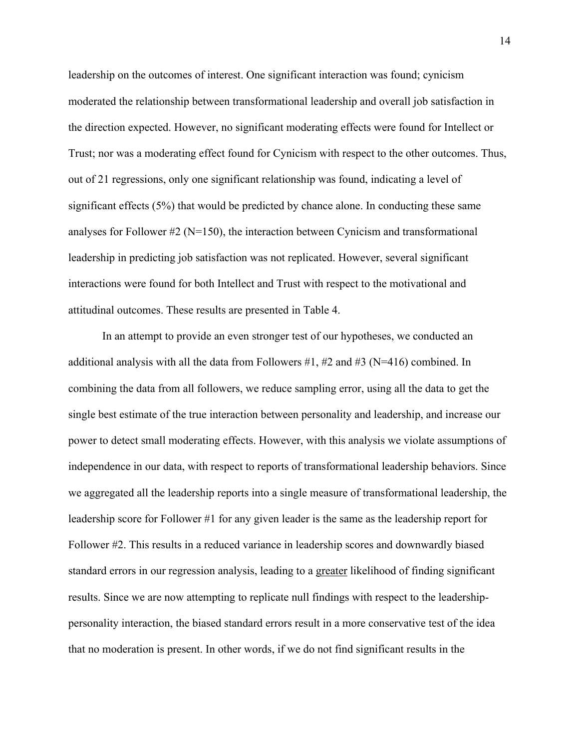leadership on the outcomes of interest. One significant interaction was found; cynicism moderated the relationship between transformational leadership and overall job satisfaction in the direction expected. However, no significant moderating effects were found for Intellect or Trust; nor was a moderating effect found for Cynicism with respect to the other outcomes. Thus, out of 21 regressions, only one significant relationship was found, indicating a level of significant effects (5%) that would be predicted by chance alone. In conducting these same analyses for Follower #2 (N=150), the interaction between Cynicism and transformational leadership in predicting job satisfaction was not replicated. However, several significant interactions were found for both Intellect and Trust with respect to the motivational and attitudinal outcomes. These results are presented in Table 4.

In an attempt to provide an even stronger test of our hypotheses, we conducted an additional analysis with all the data from Followers #1, #2 and #3 (N=416) combined. In combining the data from all followers, we reduce sampling error, using all the data to get the single best estimate of the true interaction between personality and leadership, and increase our power to detect small moderating effects. However, with this analysis we violate assumptions of independence in our data, with respect to reports of transformational leadership behaviors. Since we aggregated all the leadership reports into a single measure of transformational leadership, the leadership score for Follower #1 for any given leader is the same as the leadership report for Follower #2. This results in a reduced variance in leadership scores and downwardly biased standard errors in our regression analysis, leading to a <u>greater</u> likelihood of finding significant results. Since we are now attempting to replicate null findings with respect to the leadership-personality interaction, the biased standard errors result in a more conservative test of the idea that no moderation is present. In other words, if we do not find significant results in the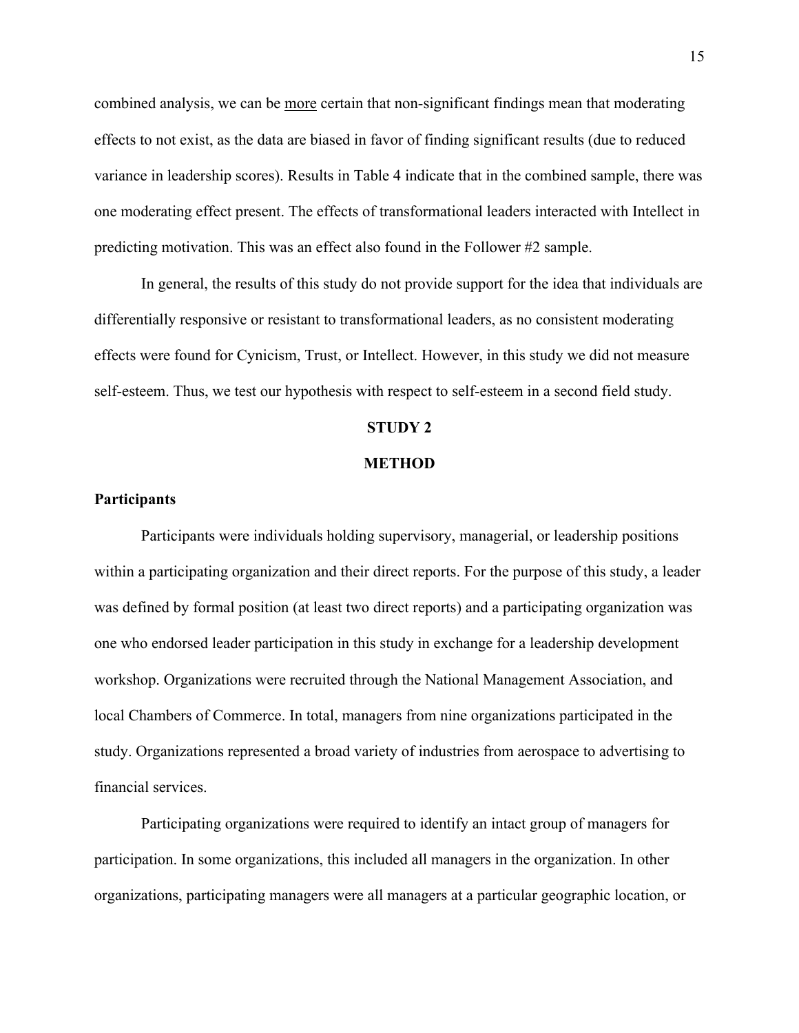combined analysis, we can be <u>more</u> certain that non-significant findings mean that moderating effects to not exist, as the data are biased in favor of finding significant results (due to reduced variance in leadership scores). Results in Table 4 indicate that in the combined sample, there was one moderating effect present. The effects of transformational leaders interacted with Intellect in predicting motivation. This was an effect also found in the Follower #2 sample.

In general, the results of this study do not provide support for the idea that individuals are differentially responsive or resistant to transformational leaders, as no consistent moderating effects were found for Cynicism, Trust, or Intellect. However, in this study we did not measure self-esteem. Thus, we test our hypothesis with respect to self-esteem in a second field study.

## STUDY 2

## METHOD

### Participants

Participants were individuals holding supervisory, managerial, or leadership positions within a participating organization and their direct reports. For the purpose of this study, a leader was defined by formal position (at least two direct reports) and a participating organization was one who endorsed leader participation in this study in exchange for a leadership development workshop. Organizations were recruited through the National Management Association, and local Chambers of Commerce. In total, managers from nine organizations participated in the study. Organizations represented a broad variety of industries from aerospace to advertising to financial services.

Participating organizations were required to identify an intact group of managers for participation. In some organizations, this included all managers in the organization. In other organizations, participating managers were all managers at a particular geographic location, or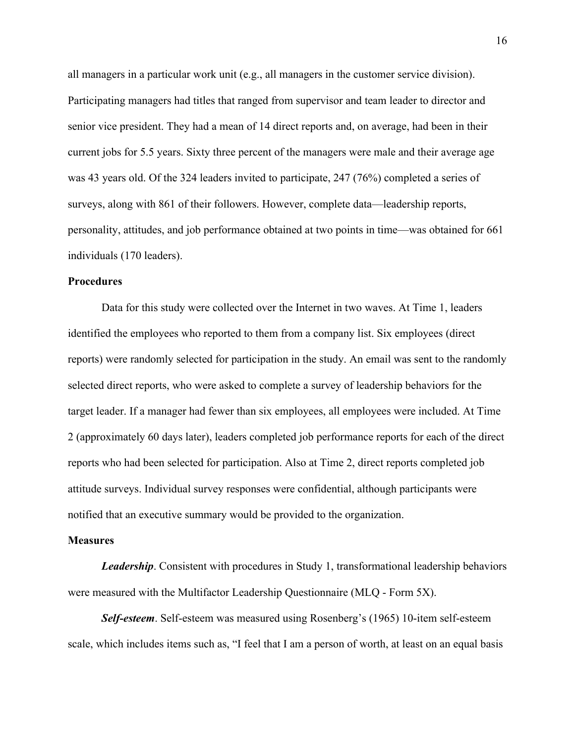all managers in a particular work unit (e.g., all managers in the customer service division). Participating managers had titles that ranged from supervisor and team leader to director and senior vice president. They had a mean of 14 direct reports and, on average, had been in their current jobs for 5.5 years. Sixty three percent of the managers were male and their average age was 43 years old. Of the 324 leaders invited to participate, 247 (76%) completed a series of surveys, along with 861 of their followers. However, complete data—leadership reports, personality, attitudes, and job performance obtained at two points in time—was obtained for 661 individuals (170 leaders).

**Procedures**

Data for this study were collected over the Internet in two waves. At Time 1, leaders identified the employees who reported to them from a company list. Six employees (direct reports) were randomly selected for participation in the study. An email was sent to the randomly selected direct reports, who were asked to complete a survey of leadership behaviors for the target leader. If a manager had fewer than six employees, all employees were included. At Time 2 (approximately 60 days later), leaders completed job performance reports for each of the direct reports who had been selected for participation. Also at Time 2, direct reports completed job attitude surveys. Individual survey responses were confidential, although participants were notified that an executive summary would be provided to the organization.

**Measures**

***Leadership***. Consistent with procedures in Study 1, transformational leadership behaviors were measured with the Multifactor Leadership Questionnaire (MLQ - Form 5X).

***Self-esteem***. Self-esteem was measured using Rosenberg's (1965) 10-item self-esteem scale, which includes items such as, "I feel that I am a person of worth, at least on an equal basis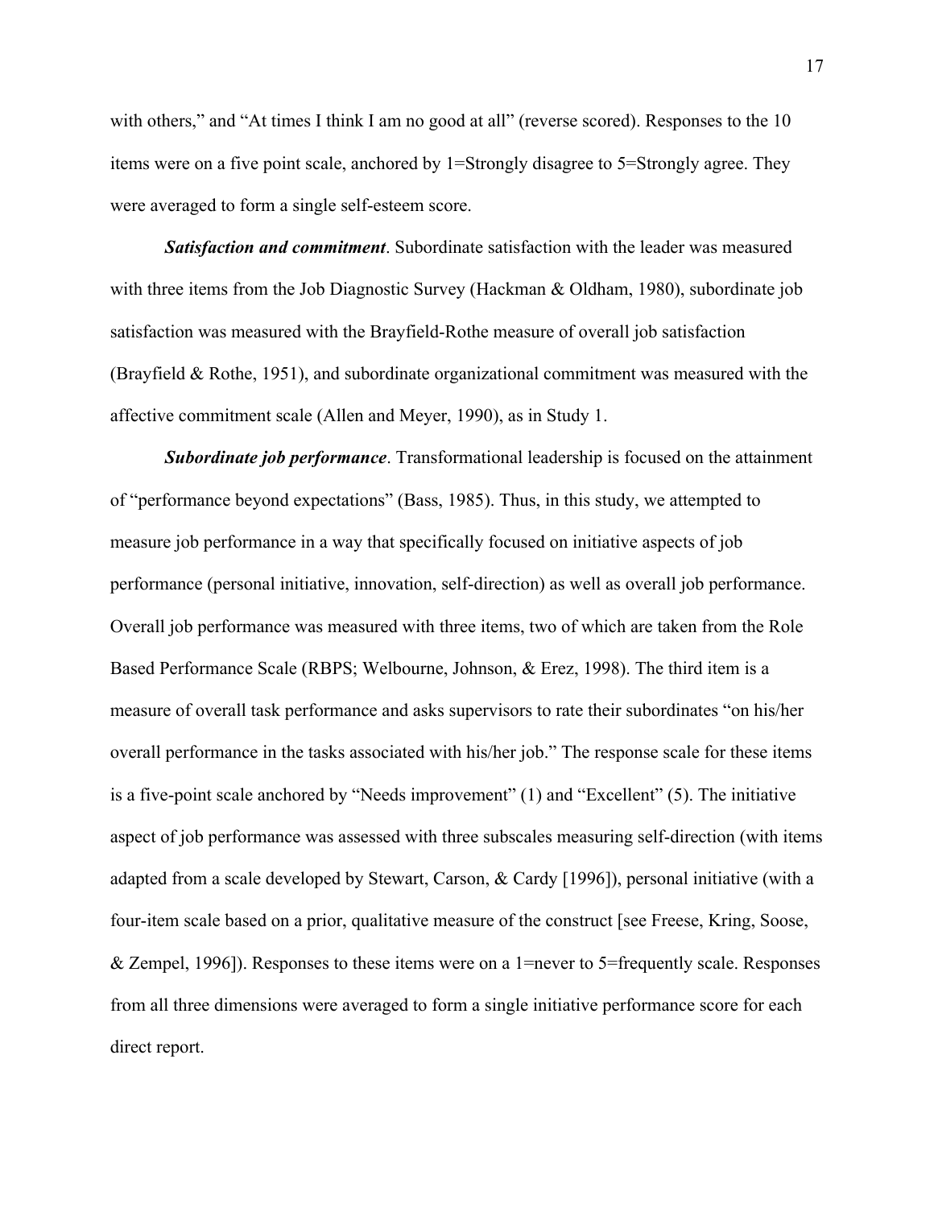with others," and "At times I think I am no good at all" (reverse scored). Responses to the 10 items were on a five point scale, anchored by 1=Strongly disagree to 5=Strongly agree. They were averaged to form a single self-esteem score.

***Satisfaction and commitment***. Subordinate satisfaction with the leader was measured with three items from the Job Diagnostic Survey (Hackman & Oldham, 1980), subordinate job satisfaction was measured with the Brayfield-Rothe measure of overall job satisfaction (Brayfield & Rothe, 1951), and subordinate organizational commitment was measured with the affective commitment scale (Allen and Meyer, 1990), as in Study 1.

***Subordinate job performance***. Transformational leadership is focused on the attainment of "performance beyond expectations" (Bass, 1985). Thus, in this study, we attempted to measure job performance in a way that specifically focused on initiative aspects of job performance (personal initiative, innovation, self-direction) as well as overall job performance. Overall job performance was measured with three items, two of which are taken from the Role Based Performance Scale (RBPS; Welbourne, Johnson, & Erez, 1998). The third item is a measure of overall task performance and asks supervisors to rate their subordinates "on his/her overall performance in the tasks associated with his/her job." The response scale for these items is a five-point scale anchored by "Needs improvement" (1) and "Excellent" (5). The initiative aspect of job performance was assessed with three subscales measuring self-direction (with items adapted from a scale developed by Stewart, Carson, & Cardy [1996]), personal initiative (with a four-item scale based on a prior, qualitative measure of the construct [see Freese, Kring, Soose, & Zempel, 1996]). Responses to these items were on a 1=never to 5=frequently scale. Responses from all three dimensions were averaged to form a single initiative performance score for each direct report.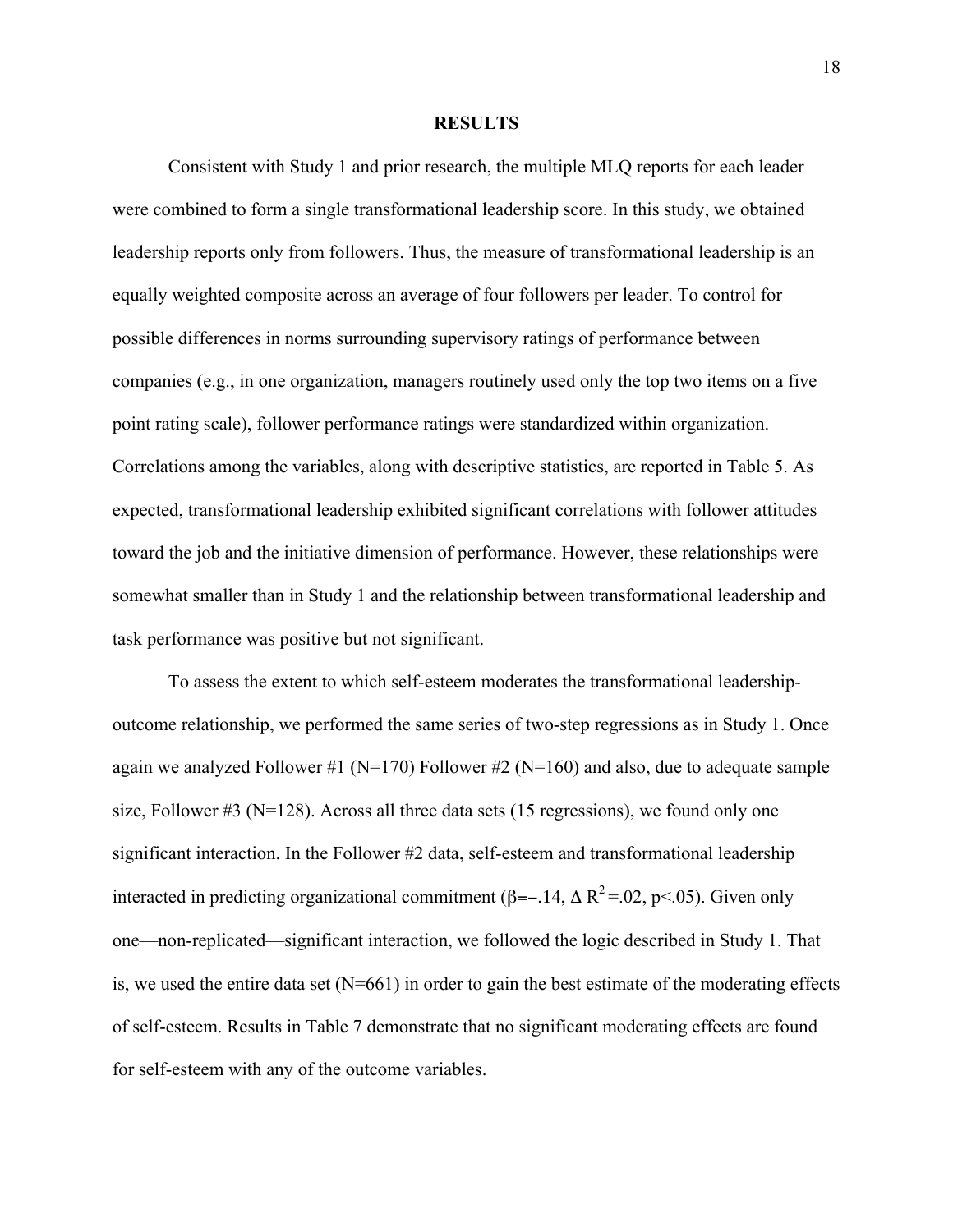## RESULTS

Consistent with Study 1 and prior research, the multiple MLQ reports for each leader were combined to form a single transformational leadership score. In this study, we obtained leadership reports only from followers. Thus, the measure of transformational leadership is an equally weighted composite across an average of four followers per leader. To control for possible differences in norms surrounding supervisory ratings of performance between companies (e.g., in one organization, managers routinely used only the top two items on a five point rating scale), follower performance ratings were standardized within organization. Correlations among the variables, along with descriptive statistics, are reported in Table 5. As expected, transformational leadership exhibited significant correlations with follower attitudes toward the job and the initiative dimension of performance. However, these relationships were somewhat smaller than in Study 1 and the relationship between transformational leadership and task performance was positive but not significant.

To assess the extent to which self-esteem moderates the transformational leadership-outcome relationship, we performed the same series of two-step regressions as in Study 1. Once again we analyzed Follower #1 (N=170) Follower #2 (N=160) and also, due to adequate sample size, Follower #3 (N=128). Across all three data sets (15 regressions), we found only one significant interaction. In the Follower #2 data, self-esteem and transformational leadership interacted in predicting organizational commitment ($\beta = -.14$, $\Delta R^2 = .02$, $p < .05$). Given only one—non-replicated—significant interaction, we followed the logic described in Study 1. That is, we used the entire data set (N=661) in order to gain the best estimate of the moderating effects of self-esteem. Results in Table 7 demonstrate that no significant moderating effects are found for self-esteem with any of the outcome variables.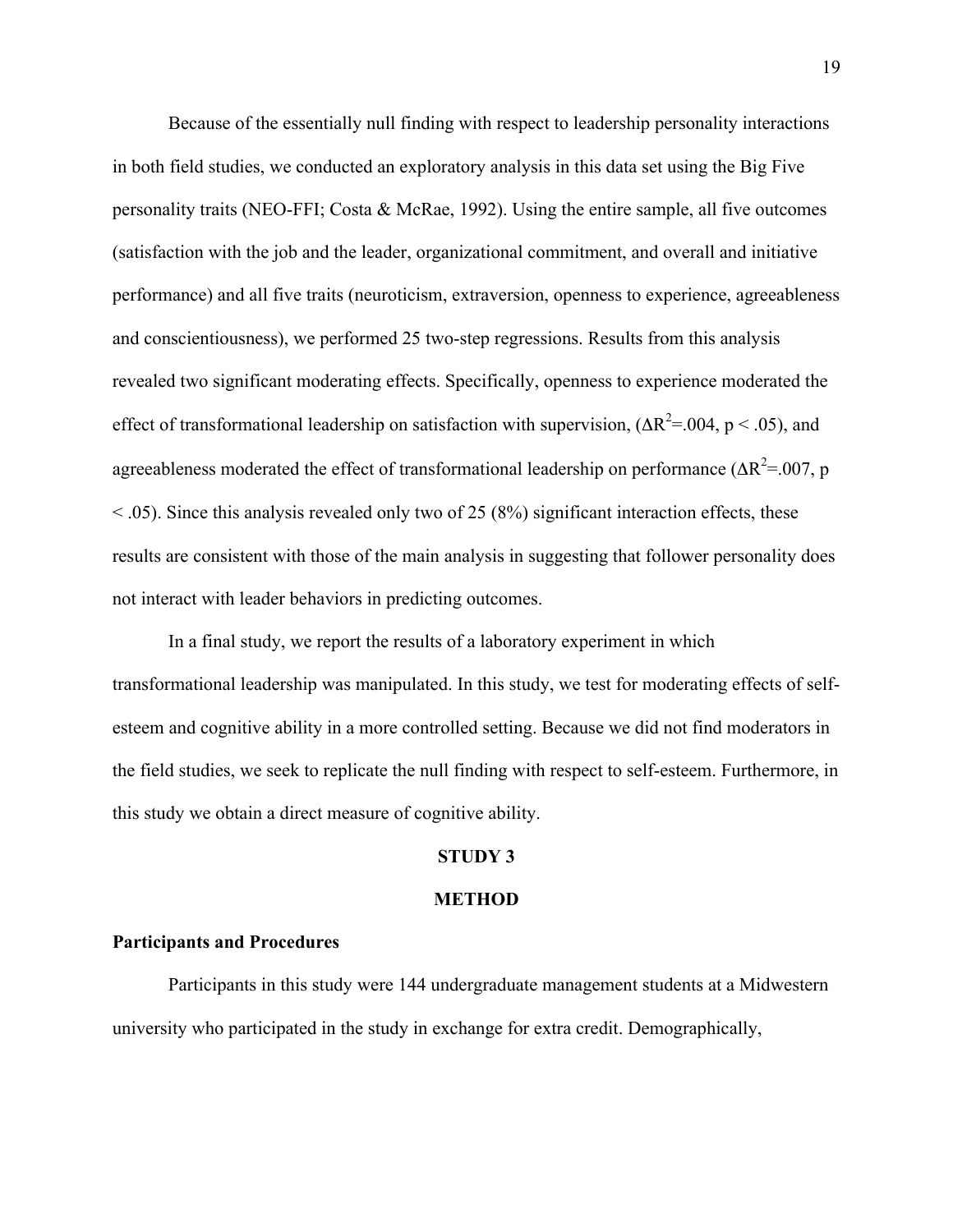Because of the essentially null finding with respect to leadership personality interactions in both field studies, we conducted an exploratory analysis in this data set using the Big Five personality traits (NEO-FFI; Costa & McRae, 1992). Using the entire sample, all five outcomes (satisfaction with the job and the leader, organizational commitment, and overall and initiative performance) and all five traits (neuroticism, extraversion, openness to experience, agreeableness and conscientiousness), we performed 25 two-step regressions. Results from this analysis revealed two significant moderating effects. Specifically, openness to experience moderated the effect of transformational leadership on satisfaction with supervision, ($\Delta R^2$=.004, $p < .05$), and agreeableness moderated the effect of transformational leadership on performance ($\Delta R^2$=.007, $p < .05$). Since this analysis revealed only two of 25 (8%) significant interaction effects, these results are consistent with those of the main analysis in suggesting that follower personality does not interact with leader behaviors in predicting outcomes.

In a final study, we report the results of a laboratory experiment in which transformational leadership was manipulated. In this study, we test for moderating effects of self-esteem and cognitive ability in a more controlled setting. Because we did not find moderators in the field studies, we seek to replicate the null finding with respect to self-esteem. Furthermore, in this study we obtain a direct measure of cognitive ability.

## STUDY 3

## METHOD

### Participants and Procedures

Participants in this study were 144 undergraduate management students at a Midwestern university who participated in the study in exchange for extra credit. Demographically,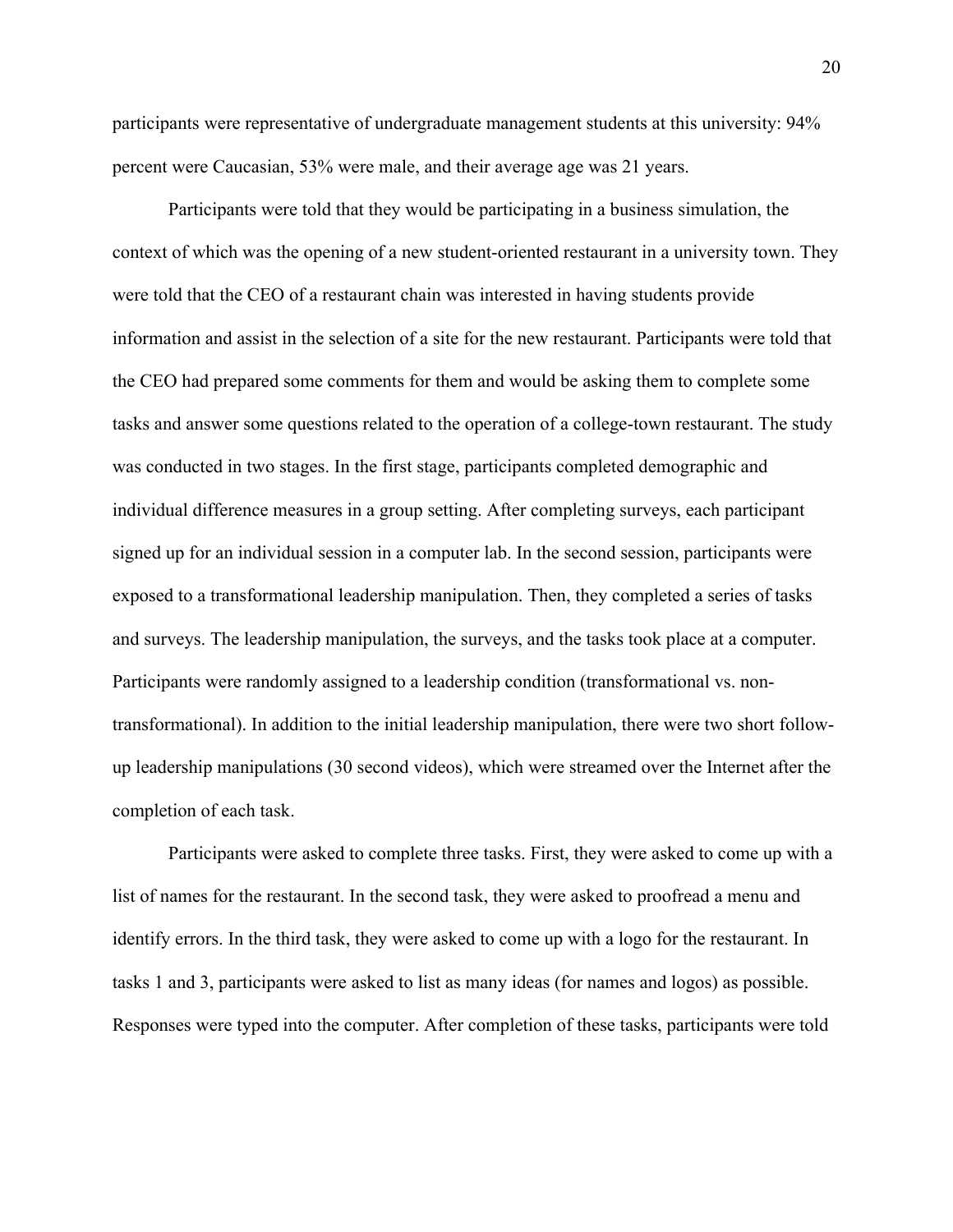participants were representative of undergraduate management students at this university: 94% percent were Caucasian, 53% were male, and their average age was 21 years.

Participants were told that they would be participating in a business simulation, the context of which was the opening of a new student-oriented restaurant in a university town. They were told that the CEO of a restaurant chain was interested in having students provide information and assist in the selection of a site for the new restaurant. Participants were told that the CEO had prepared some comments for them and would be asking them to complete some tasks and answer some questions related to the operation of a college-town restaurant. The study was conducted in two stages. In the first stage, participants completed demographic and individual difference measures in a group setting. After completing surveys, each participant signed up for an individual session in a computer lab. In the second session, participants were exposed to a transformational leadership manipulation. Then, they completed a series of tasks and surveys. The leadership manipulation, the surveys, and the tasks took place at a computer. Participants were randomly assigned to a leadership condition (transformational vs. non-transformational). In addition to the initial leadership manipulation, there were two short follow-up leadership manipulations (30 second videos), which were streamed over the Internet after the completion of each task.

Participants were asked to complete three tasks. First, they were asked to come up with a list of names for the restaurant. In the second task, they were asked to proofread a menu and identify errors. In the third task, they were asked to come up with a logo for the restaurant. In tasks 1 and 3, participants were asked to list as many ideas (for names and logos) as possible. Responses were typed into the computer. After completion of these tasks, participants were told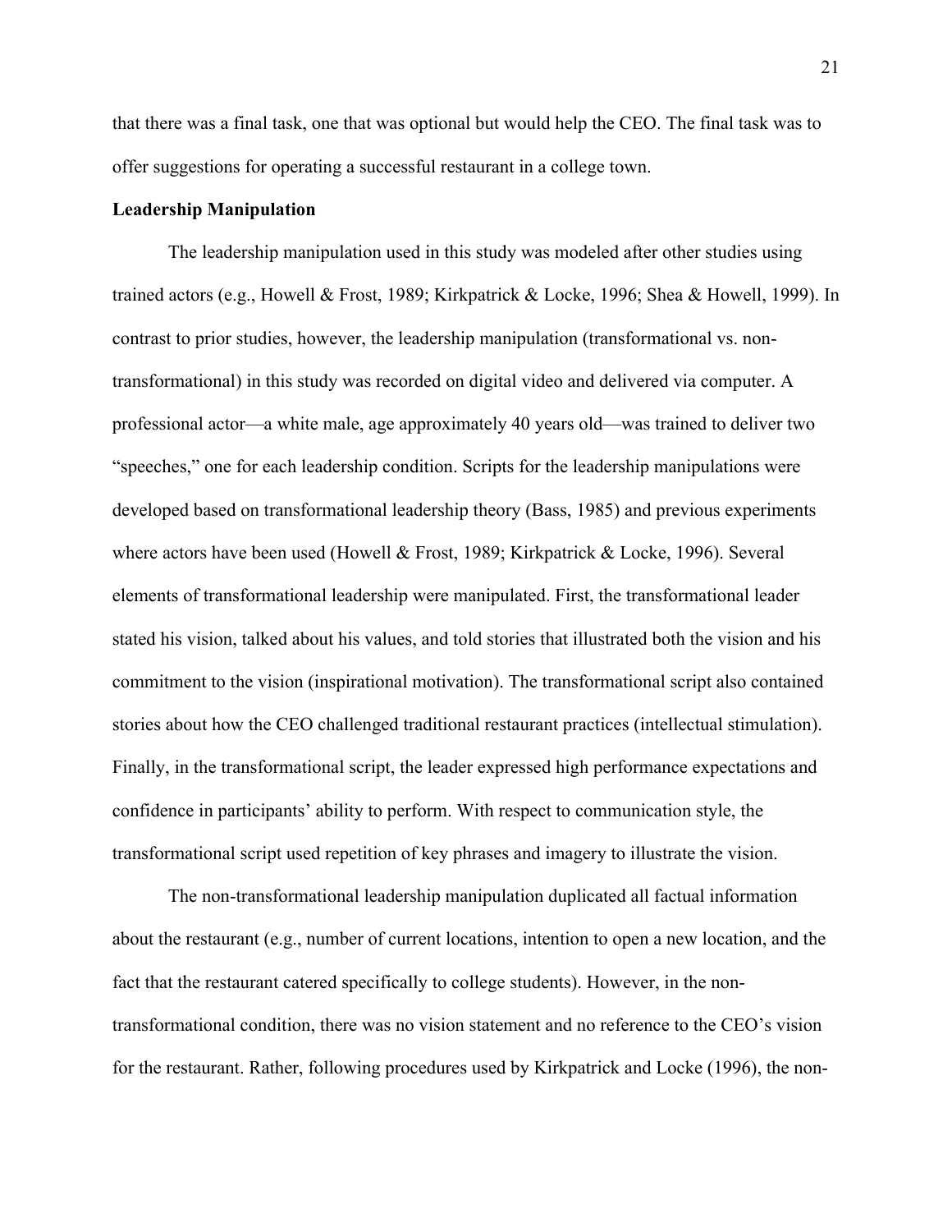that there was a final task, one that was optional but would help the CEO. The final task was to offer suggestions for operating a successful restaurant in a college town.

**Leadership Manipulation**

The leadership manipulation used in this study was modeled after other studies using trained actors (e.g., Howell & Frost, 1989; Kirkpatrick & Locke, 1996; Shea & Howell, 1999). In contrast to prior studies, however, the leadership manipulation (transformational vs. non-transformational) in this study was recorded on digital video and delivered via computer. A professional actor—a white male, age approximately 40 years old—was trained to deliver two "speeches," one for each leadership condition. Scripts for the leadership manipulations were developed based on transformational leadership theory (Bass, 1985) and previous experiments where actors have been used (Howell & Frost, 1989; Kirkpatrick & Locke, 1996). Several elements of transformational leadership were manipulated. First, the transformational leader stated his vision, talked about his values, and told stories that illustrated both the vision and his commitment to the vision (inspirational motivation). The transformational script also contained stories about how the CEO challenged traditional restaurant practices (intellectual stimulation). Finally, in the transformational script, the leader expressed high performance expectations and confidence in participants' ability to perform. With respect to communication style, the transformational script used repetition of key phrases and imagery to illustrate the vision.

The non-transformational leadership manipulation duplicated all factual information about the restaurant (e.g., number of current locations, intention to open a new location, and the fact that the restaurant catered specifically to college students). However, in the non-transformational condition, there was no vision statement and no reference to the CEO's vision for the restaurant. Rather, following procedures used by Kirkpatrick and Locke (1996), the non-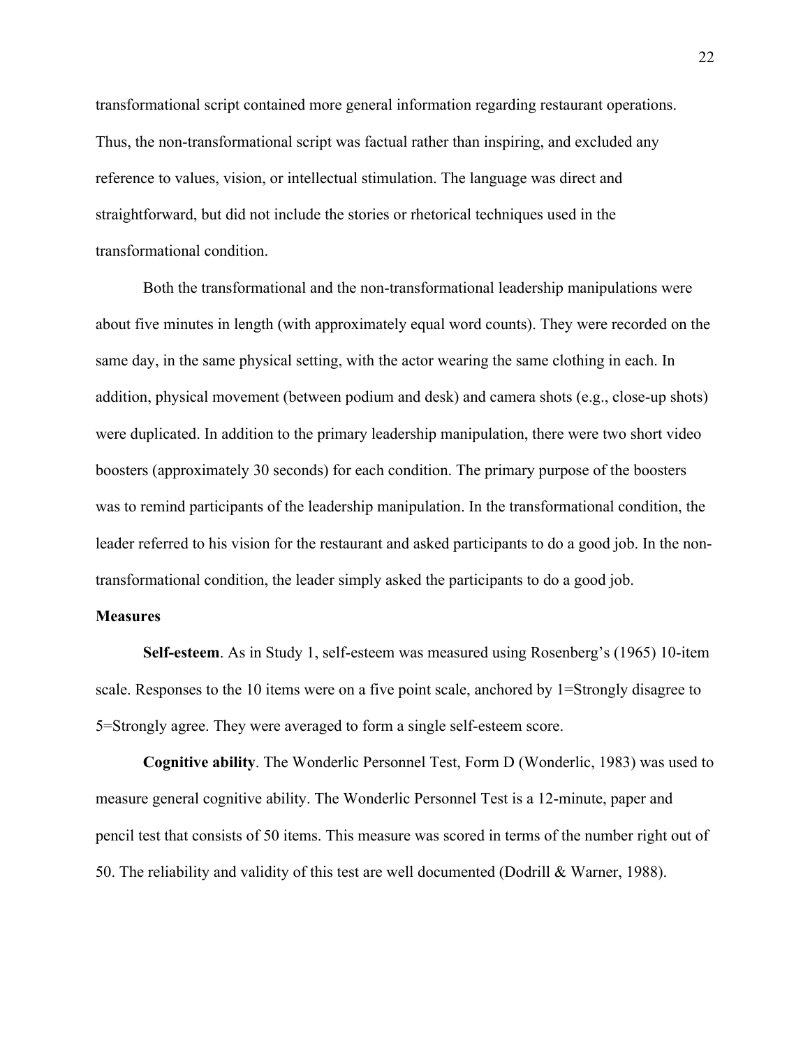transformational script contained more general information regarding restaurant operations. Thus, the non-transformational script was factual rather than inspiring, and excluded any reference to values, vision, or intellectual stimulation. The language was direct and straightforward, but did not include the stories or rhetorical techniques used in the transformational condition.

Both the transformational and the non-transformational leadership manipulations were about five minutes in length (with approximately equal word counts). They were recorded on the same day, in the same physical setting, with the actor wearing the same clothing in each. In addition, physical movement (between podium and desk) and camera shots (e.g., close-up shots) were duplicated. In addition to the primary leadership manipulation, there were two short video boosters (approximately 30 seconds) for each condition. The primary purpose of the boosters was to remind participants of the leadership manipulation. In the transformational condition, the leader referred to his vision for the restaurant and asked participants to do a good job. In the non-transformational condition, the leader simply asked the participants to do a good job.

**Measures**

**Self-esteem**. As in Study 1, self-esteem was measured using Rosenberg's (1965) 10-item scale. Responses to the 10 items were on a five point scale, anchored by 1=Strongly disagree to 5=Strongly agree. They were averaged to form a single self-esteem score.

**Cognitive ability**. The Wonderlic Personnel Test, Form D (Wonderlic, 1983) was used to measure general cognitive ability. The Wonderlic Personnel Test is a 12-minute, paper and pencil test that consists of 50 items. This measure was scored in terms of the number right out of 50. The reliability and validity of this test are well documented (Dodrill & Warner, 1988).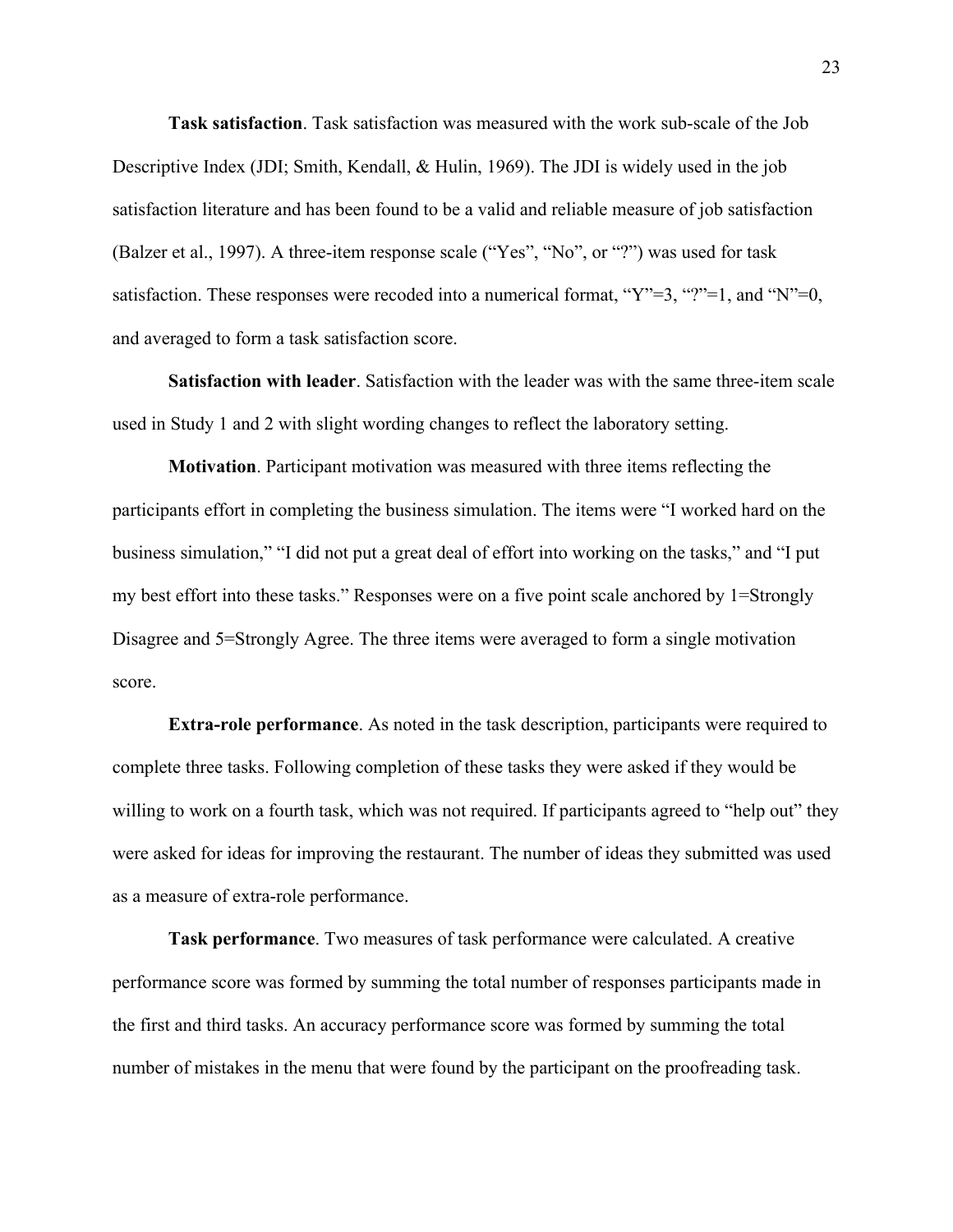**Task satisfaction**. Task satisfaction was measured with the work sub-scale of the Job Descriptive Index (JDI; Smith, Kendall, & Hulin, 1969). The JDI is widely used in the job satisfaction literature and has been found to be a valid and reliable measure of job satisfaction (Balzer et al., 1997). A three-item response scale ("Yes", "No", or "?") was used for task satisfaction. These responses were recoded into a numerical format, "Y"=3, "?"=1, and "N"=0, and averaged to form a task satisfaction score.

**Satisfaction with leader**. Satisfaction with the leader was with the same three-item scale used in Study 1 and 2 with slight wording changes to reflect the laboratory setting.

**Motivation**. Participant motivation was measured with three items reflecting the participants effort in completing the business simulation. The items were "I worked hard on the business simulation," "I did not put a great deal of effort into working on the tasks," and "I put my best effort into these tasks." Responses were on a five point scale anchored by 1=Strongly Disagree and 5=Strongly Agree. The three items were averaged to form a single motivation score.

**Extra-role performance**. As noted in the task description, participants were required to complete three tasks. Following completion of these tasks they were asked if they would be willing to work on a fourth task, which was not required. If participants agreed to "help out" they were asked for ideas for improving the restaurant. The number of ideas they submitted was used as a measure of extra-role performance.

**Task performance**. Two measures of task performance were calculated. A creative performance score was formed by summing the total number of responses participants made in the first and third tasks. An accuracy performance score was formed by summing the total number of mistakes in the menu that were found by the participant on the proofreading task.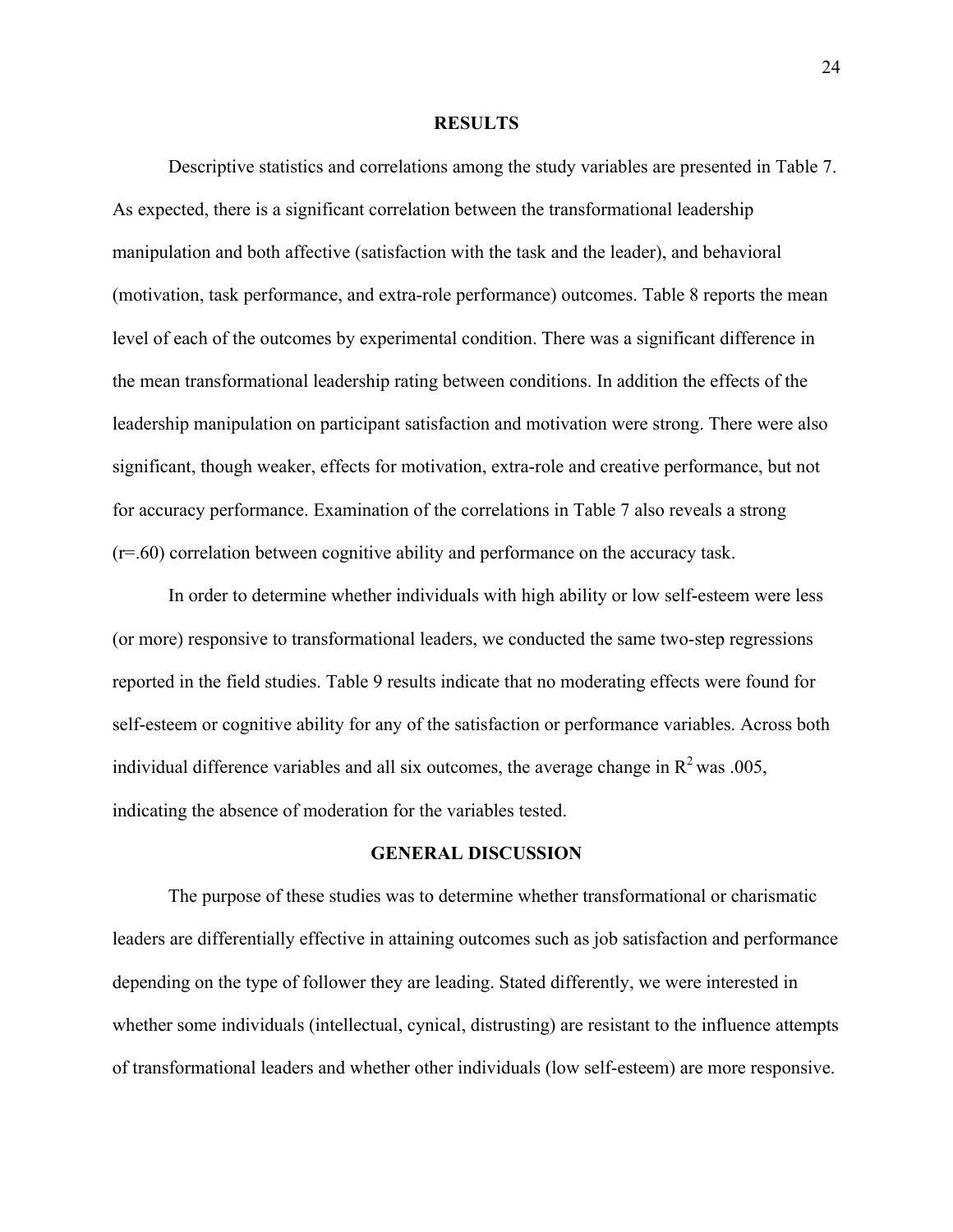## RESULTS

Descriptive statistics and correlations among the study variables are presented in Table 7. As expected, there is a significant correlation between the transformational leadership manipulation and both affective (satisfaction with the task and the leader), and behavioral (motivation, task performance, and extra-role performance) outcomes. Table 8 reports the mean level of each of the outcomes by experimental condition. There was a significant difference in the mean transformational leadership rating between conditions. In addition the effects of the leadership manipulation on participant satisfaction and motivation were strong. There were also significant, though weaker, effects for motivation, extra-role and creative performance, but not for accuracy performance. Examination of the correlations in Table 7 also reveals a strong (r=.60) correlation between cognitive ability and performance on the accuracy task.

In order to determine whether individuals with high ability or low self-esteem were less (or more) responsive to transformational leaders, we conducted the same two-step regressions reported in the field studies. Table 9 results indicate that no moderating effects were found for self-esteem or cognitive ability for any of the satisfaction or performance variables. Across both individual difference variables and all six outcomes, the average change in $R^2$ was .005, indicating the absence of moderation for the variables tested.

## GENERAL DISCUSSION

The purpose of these studies was to determine whether transformational or charismatic leaders are differentially effective in attaining outcomes such as job satisfaction and performance depending on the type of follower they are leading. Stated differently, we were interested in whether some individuals (intellectual, cynical, distrusting) are resistant to the influence attempts of transformational leaders and whether other individuals (low self-esteem) are more responsive.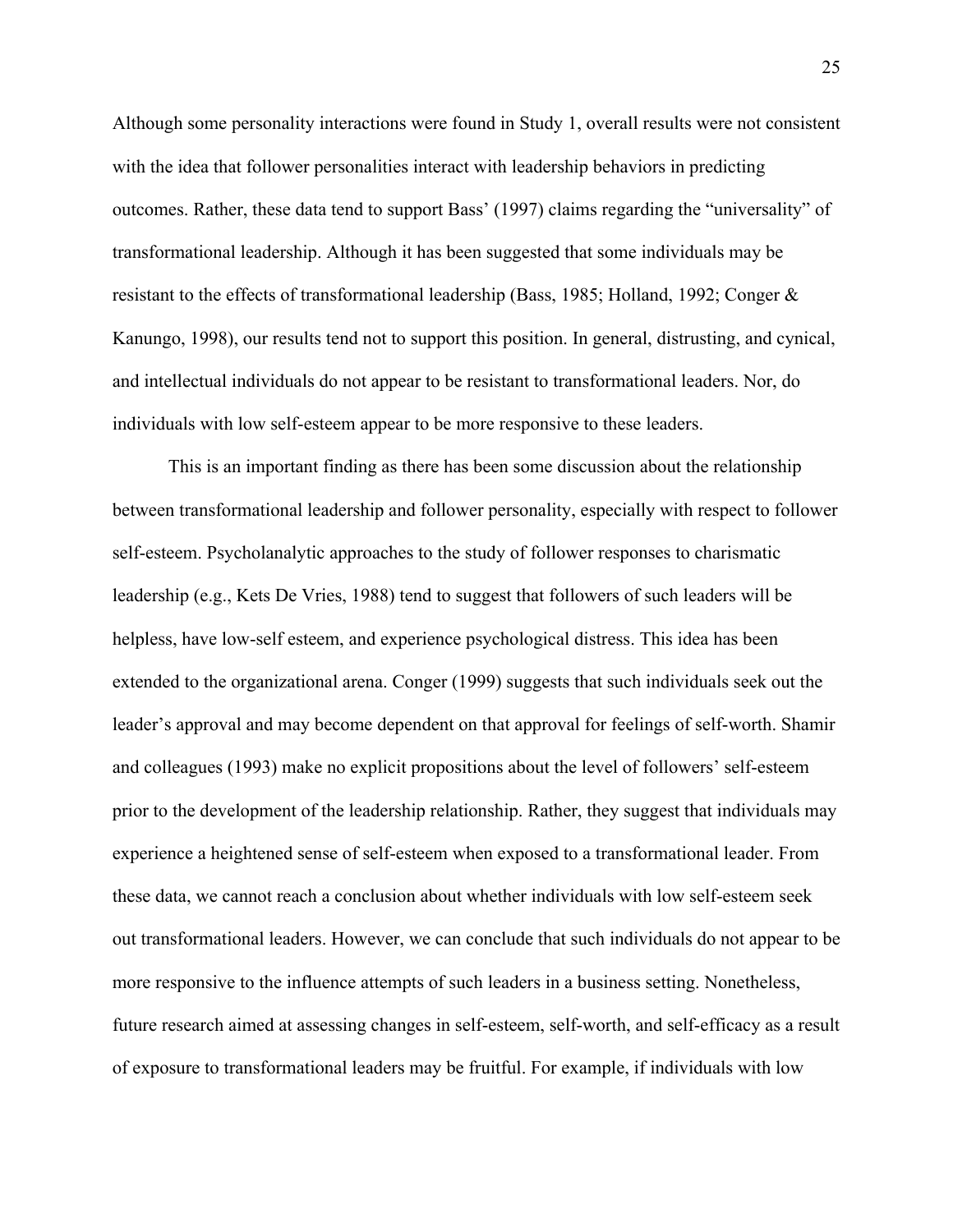Although some personality interactions were found in Study 1, overall results were not consistent with the idea that follower personalities interact with leadership behaviors in predicting outcomes. Rather, these data tend to support Bass' (1997) claims regarding the "universality" of transformational leadership. Although it has been suggested that some individuals may be resistant to the effects of transformational leadership (Bass, 1985; Holland, 1992; Conger & Kanungo, 1998), our results tend not to support this position. In general, distrusting, and cynical, and intellectual individuals do not appear to be resistant to transformational leaders. Nor, do individuals with low self-esteem appear to be more responsive to these leaders.

This is an important finding as there has been some discussion about the relationship between transformational leadership and follower personality, especially with respect to follower self-esteem. Psycholanalytic approaches to the study of follower responses to charismatic leadership (e.g., Kets De Vries, 1988) tend to suggest that followers of such leaders will be helpless, have low-self esteem, and experience psychological distress. This idea has been extended to the organizational arena. Conger (1999) suggests that such individuals seek out the leader's approval and may become dependent on that approval for feelings of self-worth. Shamir and colleagues (1993) make no explicit propositions about the level of followers' self-esteem prior to the development of the leadership relationship. Rather, they suggest that individuals may experience a heightened sense of self-esteem when exposed to a transformational leader. From these data, we cannot reach a conclusion about whether individuals with low self-esteem seek out transformational leaders. However, we can conclude that such individuals do not appear to be more responsive to the influence attempts of such leaders in a business setting. Nonetheless, future research aimed at assessing changes in self-esteem, self-worth, and self-efficacy as a result of exposure to transformational leaders may be fruitful. For example, if individuals with low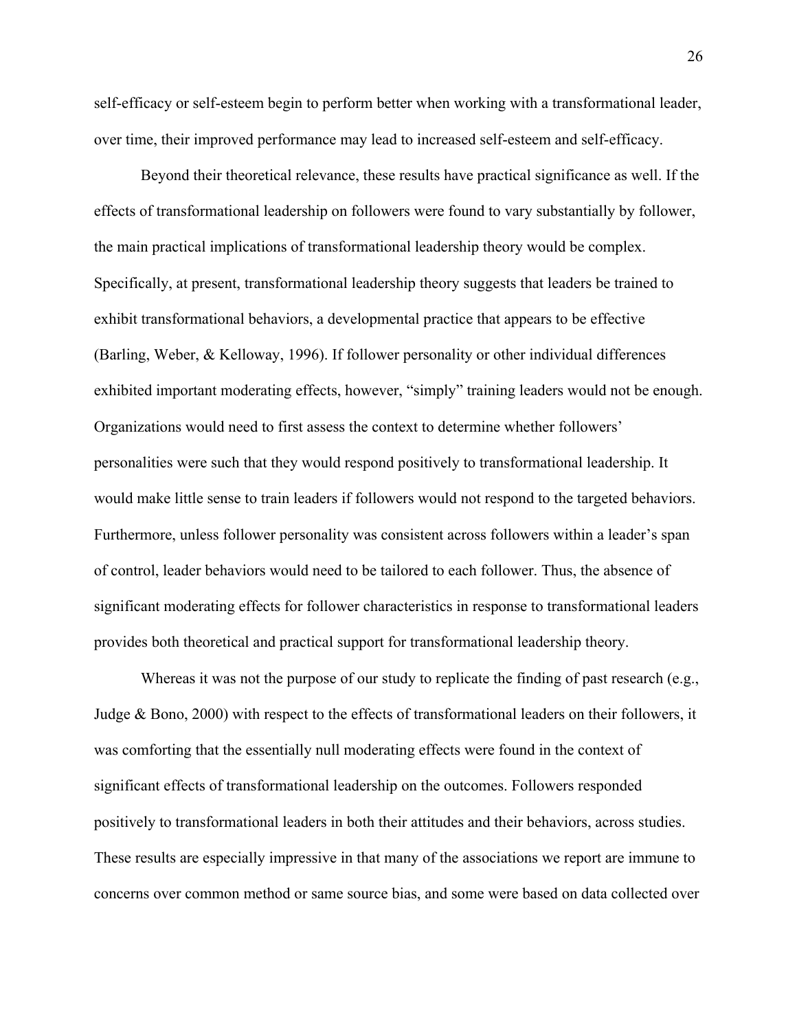self-efficacy or self-esteem begin to perform better when working with a transformational leader, over time, their improved performance may lead to increased self-esteem and self-efficacy.

Beyond their theoretical relevance, these results have practical significance as well. If the effects of transformational leadership on followers were found to vary substantially by follower, the main practical implications of transformational leadership theory would be complex. Specifically, at present, transformational leadership theory suggests that leaders be trained to exhibit transformational behaviors, a developmental practice that appears to be effective (Barling, Weber, & Kelloway, 1996). If follower personality or other individual differences exhibited important moderating effects, however, "simply" training leaders would not be enough. Organizations would need to first assess the context to determine whether followers' personalities were such that they would respond positively to transformational leadership. It would make little sense to train leaders if followers would not respond to the targeted behaviors. Furthermore, unless follower personality was consistent across followers within a leader's span of control, leader behaviors would need to be tailored to each follower. Thus, the absence of significant moderating effects for follower characteristics in response to transformational leaders provides both theoretical and practical support for transformational leadership theory.

Whereas it was not the purpose of our study to replicate the finding of past research (e.g., Judge & Bono, 2000) with respect to the effects of transformational leaders on their followers, it was comforting that the essentially null moderating effects were found in the context of significant effects of transformational leadership on the outcomes. Followers responded positively to transformational leaders in both their attitudes and their behaviors, across studies. These results are especially impressive in that many of the associations we report are immune to concerns over common method or same source bias, and some were based on data collected over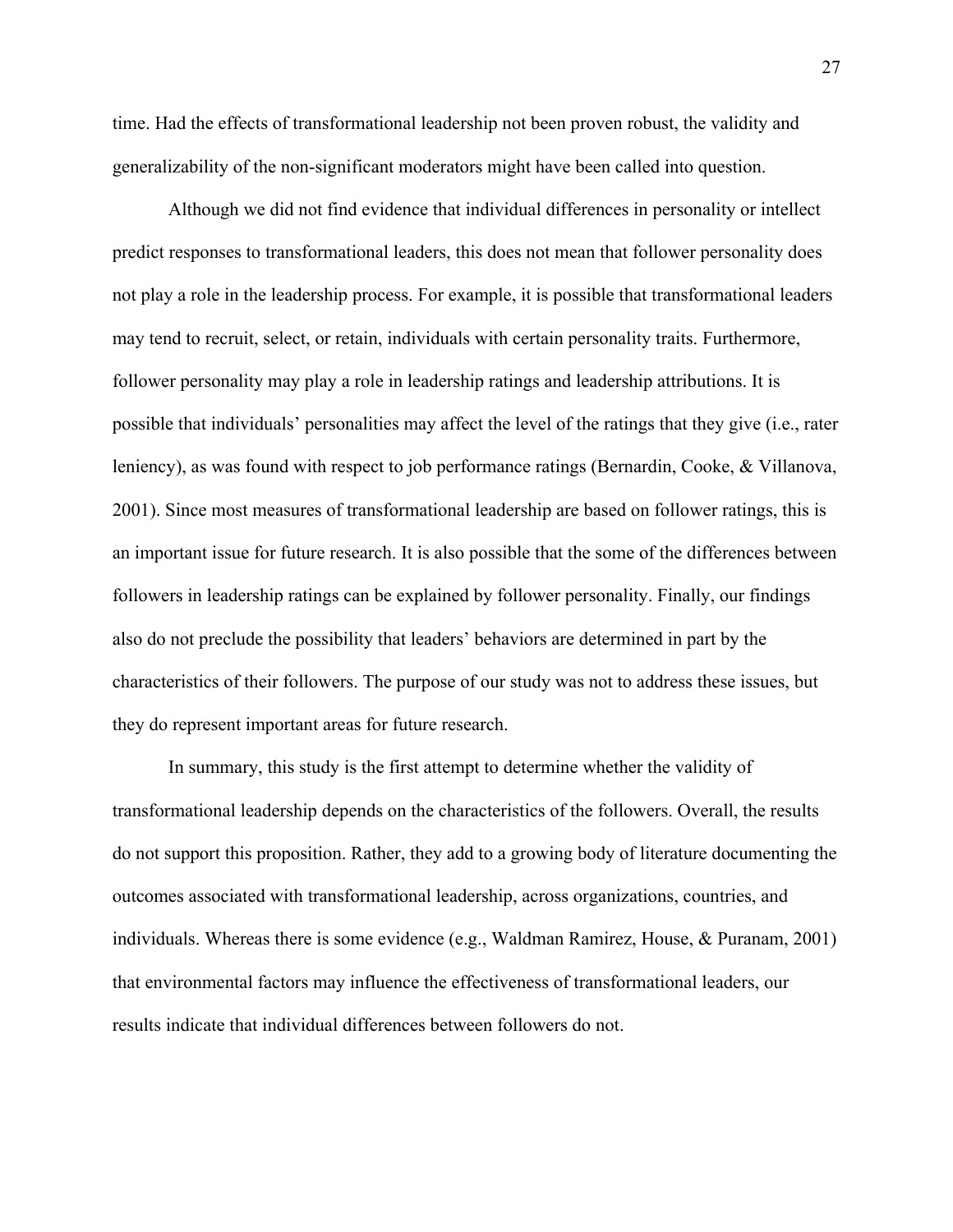time. Had the effects of transformational leadership not been proven robust, the validity and generalizability of the non-significant moderators might have been called into question.

Although we did not find evidence that individual differences in personality or intellect predict responses to transformational leaders, this does not mean that follower personality does not play a role in the leadership process. For example, it is possible that transformational leaders may tend to recruit, select, or retain, individuals with certain personality traits. Furthermore, follower personality may play a role in leadership ratings and leadership attributions. It is possible that individuals' personalities may affect the level of the ratings that they give (i.e., rater leniency), as was found with respect to job performance ratings (Bernardin, Cooke, & Villanova, 2001). Since most measures of transformational leadership are based on follower ratings, this is an important issue for future research. It is also possible that the some of the differences between followers in leadership ratings can be explained by follower personality. Finally, our findings also do not preclude the possibility that leaders' behaviors are determined in part by the characteristics of their followers. The purpose of our study was not to address these issues, but they do represent important areas for future research.

In summary, this study is the first attempt to determine whether the validity of transformational leadership depends on the characteristics of the followers. Overall, the results do not support this proposition. Rather, they add to a growing body of literature documenting the outcomes associated with transformational leadership, across organizations, countries, and individuals. Whereas there is some evidence (e.g., Waldman Ramirez, House, & Puranam, 2001) that environmental factors may influence the effectiveness of transformational leaders, our results indicate that individual differences between followers do not.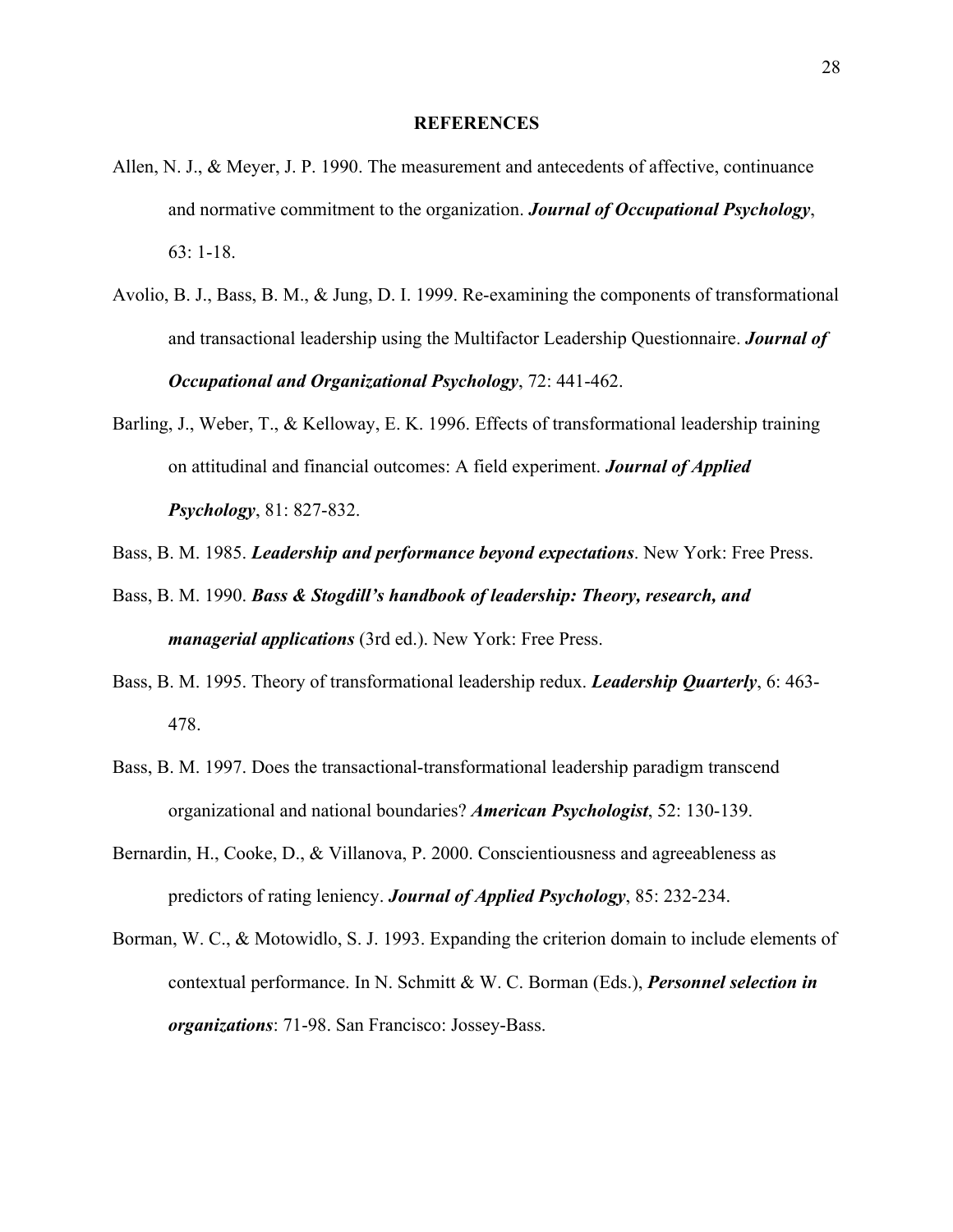## REFERENCES

Allen, N. J., & Meyer, J. P. 1990. The measurement and antecedents of affective, continuance and normative commitment to the organization. ***Journal of Occupational Psychology***, 63: 1-18.

Avolio, B. J., Bass, B. M., & Jung, D. I. 1999. Re-examining the components of transformational and transactional leadership using the Multifactor Leadership Questionnaire. ***Journal of Occupational and Organizational Psychology***, 72: 441-462.

Barling, J., Weber, T., & Kelloway, E. K. 1996. Effects of transformational leadership training on attitudinal and financial outcomes: A field experiment. ***Journal of Applied Psychology***, 81: 827-832.

Bass, B. M. 1985. ***Leadership and performance beyond expectations***. New York: Free Press.

Bass, B. M. 1990. ***Bass & Stogdill's handbook of leadership: Theory, research, and managerial applications*** (3rd ed.). New York: Free Press.

Bass, B. M. 1995. Theory of transformational leadership redux. ***Leadership Quarterly***, 6: 463-478.

Bass, B. M. 1997. Does the transactional-transformational leadership paradigm transcend organizational and national boundaries? ***American Psychologist***, 52: 130-139.

Bernardin, H., Cooke, D., & Villanova, P. 2000. Conscientiousness and agreeableness as predictors of rating leniency. ***Journal of Applied Psychology***, 85: 232-234.

Borman, W. C., & Motowidlo, S. J. 1993. Expanding the criterion domain to include elements of contextual performance. In N. Schmitt & W. C. Borman (Eds.), ***Personnel selection in organizations***: 71-98. San Francisco: Jossey-Bass.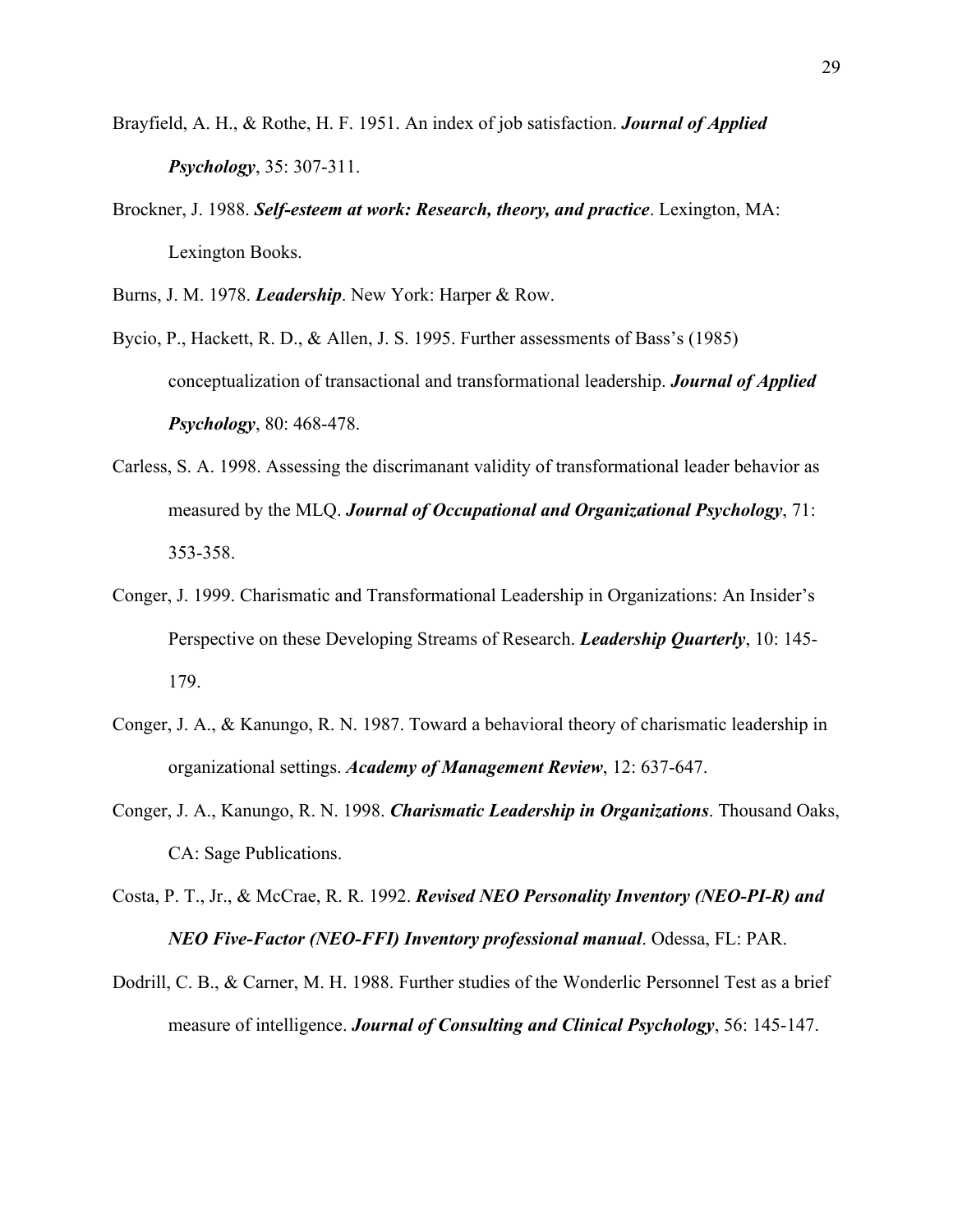Brayfield, A. H., & Rothe, H. F. 1951. An index of job satisfaction. ***Journal of Applied Psychology***, 35: 307-311.

Brockner, J. 1988. ***Self-esteem at work: Research, theory, and practice***. Lexington, MA: Lexington Books.

Burns, J. M. 1978. ***Leadership***. New York: Harper & Row.

Bycio, P., Hackett, R. D., & Allen, J. S. 1995. Further assessments of Bass's (1985) conceptualization of transactional and transformational leadership. ***Journal of Applied Psychology***, 80: 468-478.

Carless, S. A. 1998. Assessing the discrimanant validity of transformational leader behavior as measured by the MLQ. ***Journal of Occupational and Organizational Psychology***, 71: 353-358.

Conger, J. 1999. Charismatic and Transformational Leadership in Organizations: An Insider's Perspective on these Developing Streams of Research. ***Leadership Quarterly***, 10: 145-179.

Conger, J. A., & Kanungo, R. N. 1987. Toward a behavioral theory of charismatic leadership in organizational settings. ***Academy of Management Review***, 12: 637-647.

Conger, J. A., Kanungo, R. N. 1998. ***Charismatic Leadership in Organizations***. Thousand Oaks, CA: Sage Publications.

Costa, P. T., Jr., & McCrae, R. R. 1992. ***Revised NEO Personality Inventory (NEO-PI-R) and NEO Five-Factor (NEO-FFI) Inventory professional manual***. Odessa, FL: PAR.

Dodrill, C. B., & Carner, M. H. 1988. Further studies of the Wonderlic Personnel Test as a brief measure of intelligence. ***Journal of Consulting and Clinical Psychology***, 56: 145-147.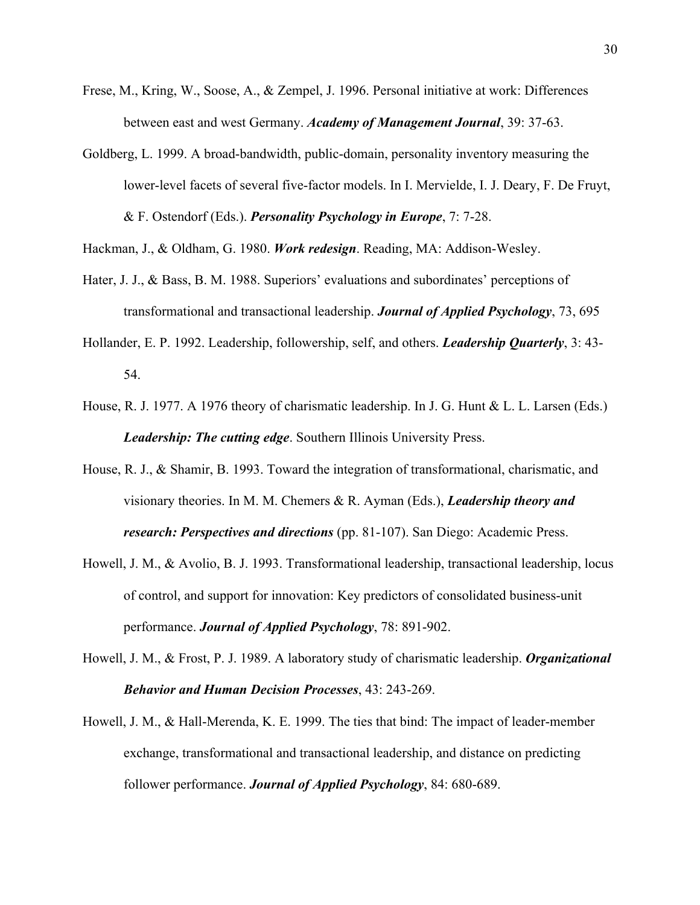Frese, M., Kring, W., Soose, A., & Zempel, J. 1996. Personal initiative at work: Differences between east and west Germany. ***Academy of Management Journal***, 39: 37-63.

Goldberg, L. 1999. A broad-bandwidth, public-domain, personality inventory measuring the lower-level facets of several five-factor models. In I. Mervielde, I. J. Deary, F. De Fruyt, & F. Ostendorf (Eds.). ***Personality Psychology in Europe***, 7: 7-28.

Hackman, J., & Oldham, G. 1980. ***Work redesign***. Reading, MA: Addison-Wesley.

Hater, J. J., & Bass, B. M. 1988. Superiors' evaluations and subordinates' perceptions of transformational and transactional leadership. ***Journal of Applied Psychology***, 73, 695

Hollander, E. P. 1992. Leadership, followership, self, and others. ***Leadership Quarterly***, 3: 43-54.

House, R. J. 1977. A 1976 theory of charismatic leadership. In J. G. Hunt & L. L. Larsen (Eds.) ***Leadership: The cutting edge***. Southern Illinois University Press.

House, R. J., & Shamir, B. 1993. Toward the integration of transformational, charismatic, and visionary theories. In M. M. Chemers & R. Ayman (Eds.), ***Leadership theory and research: Perspectives and directions*** (pp. 81-107). San Diego: Academic Press.

Howell, J. M., & Avolio, B. J. 1993. Transformational leadership, transactional leadership, locus of control, and support for innovation: Key predictors of consolidated business-unit performance. ***Journal of Applied Psychology***, 78: 891-902.

Howell, J. M., & Frost, P. J. 1989. A laboratory study of charismatic leadership. ***Organizational Behavior and Human Decision Processes***, 43: 243-269.

Howell, J. M., & Hall-Merenda, K. E. 1999. The ties that bind: The impact of leader-member exchange, transformational and transactional leadership, and distance on predicting follower performance. ***Journal of Applied Psychology***, 84: 680-689.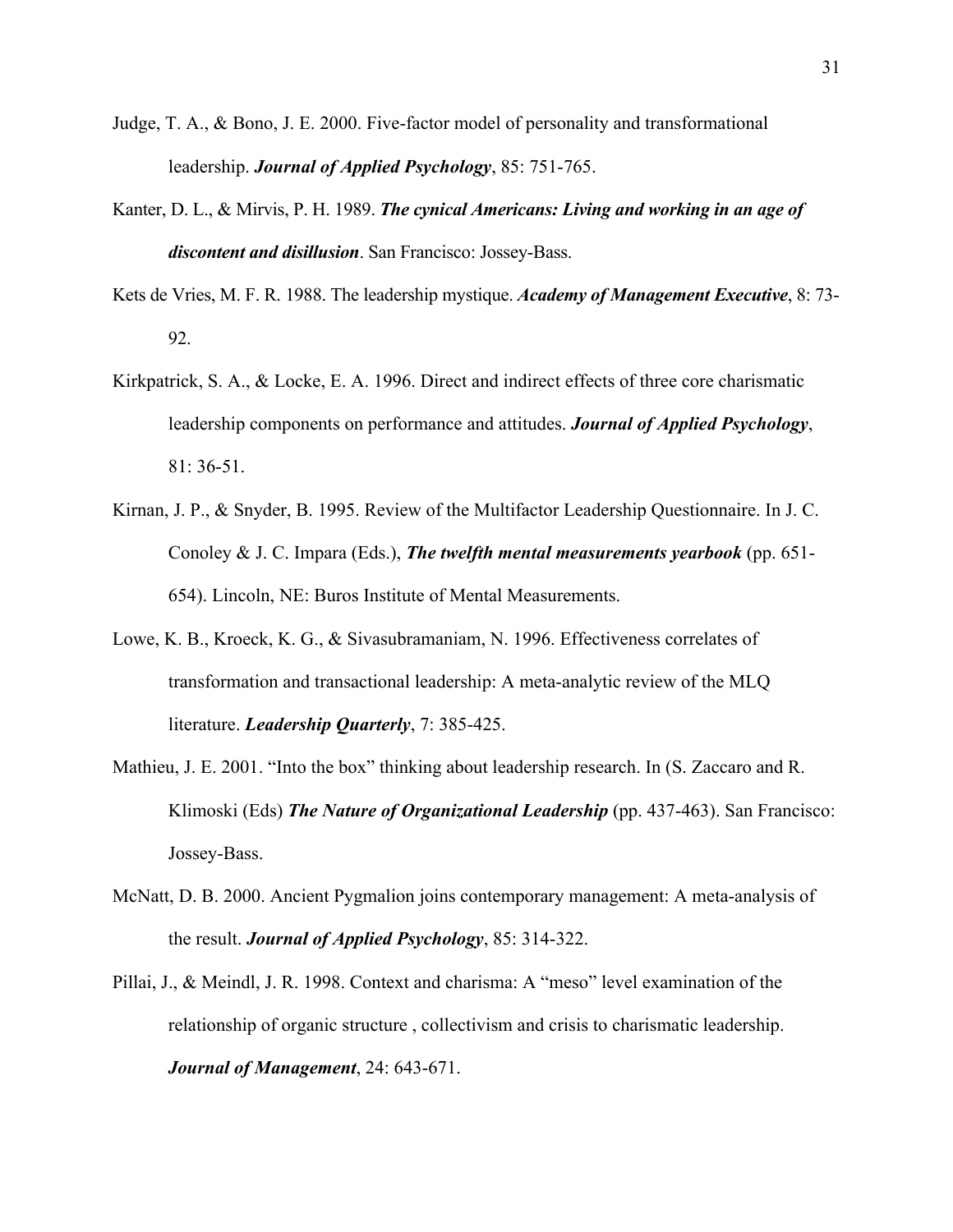Judge, T. A., & Bono, J. E. 2000. Five-factor model of personality and transformational leadership. ***Journal of Applied Psychology***, 85: 751-765.

Kanter, D. L., & Mirvis, P. H. 1989. ***The cynical Americans: Living and working in an age of discontent and disillusion***. San Francisco: Jossey-Bass.

Kets de Vries, M. F. R. 1988. The leadership mystique. ***Academy of Management Executive***, 8: 73-92.

Kirkpatrick, S. A., & Locke, E. A. 1996. Direct and indirect effects of three core charismatic leadership components on performance and attitudes. ***Journal of Applied Psychology***, 81: 36-51.

Kirnan, J. P., & Snyder, B. 1995. Review of the Multifactor Leadership Questionnaire. In J. C. Conoley & J. C. Impara (Eds.), ***The twelfth mental measurements yearbook*** (pp. 651-654). Lincoln, NE: Buros Institute of Mental Measurements.

Lowe, K. B., Kroeck, K. G., & Sivasubramaniam, N. 1996. Effectiveness correlates of transformation and transactional leadership: A meta-analytic review of the MLQ literature. ***Leadership Quarterly***, 7: 385-425.

Mathieu, J. E. 2001. "Into the box" thinking about leadership research. In (S. Zaccaro and R. Klimoski (Eds) ***The Nature of Organizational Leadership*** (pp. 437-463). San Francisco: Jossey-Bass.

McNatt, D. B. 2000. Ancient Pygmalion joins contemporary management: A meta-analysis of the result. ***Journal of Applied Psychology***, 85: 314-322.

Pillai, J., & Meindl, J. R. 1998. Context and charisma: A "meso" level examination of the relationship of organic structure , collectivism and crisis to charismatic leadership. ***Journal of Management***, 24: 643-671.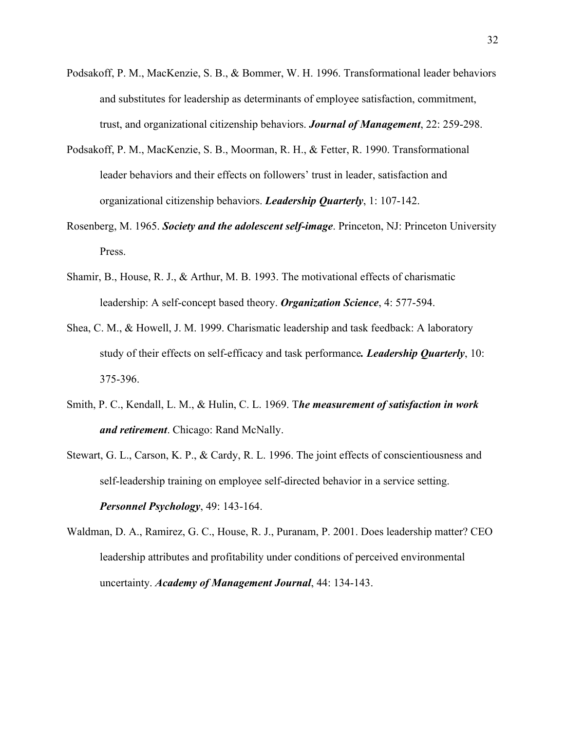Podsakoff, P. M., MacKenzie, S. B., & Bommer, W. H. 1996. Transformational leader behaviors and substitutes for leadership as determinants of employee satisfaction, commitment, trust, and organizational citizenship behaviors. ***Journal of Management***, 22: 259-298.

Podsakoff, P. M., MacKenzie, S. B., Moorman, R. H., & Fetter, R. 1990. Transformational leader behaviors and their effects on followers' trust in leader, satisfaction and organizational citizenship behaviors. ***Leadership Quarterly***, 1: 107-142.

Rosenberg, M. 1965. ***Society and the adolescent self-image***. Princeton, NJ: Princeton University Press.

Shamir, B., House, R. J., & Arthur, M. B. 1993. The motivational effects of charismatic leadership: A self-concept based theory. ***Organization Science***, 4: 577-594.

Shea, C. M., & Howell, J. M. 1999. Charismatic leadership and task feedback: A laboratory study of their effects on self-efficacy and task performance***. Leadership Quarterly***, 10: 375-396.

Smith, P. C., Kendall, L. M., & Hulin, C. L. 1969. T***he measurement of satisfaction in work and retirement***. Chicago: Rand McNally.

Stewart, G. L., Carson, K. P., & Cardy, R. L. 1996. The joint effects of conscientiousness and self-leadership training on employee self-directed behavior in a service setting. ***Personnel Psychology***, 49: 143-164.

Waldman, D. A., Ramirez, G. C., House, R. J., Puranam, P. 2001. Does leadership matter? CEO leadership attributes and profitability under conditions of perceived environmental uncertainty. ***Academy of Management Journal***, 44: 134-143.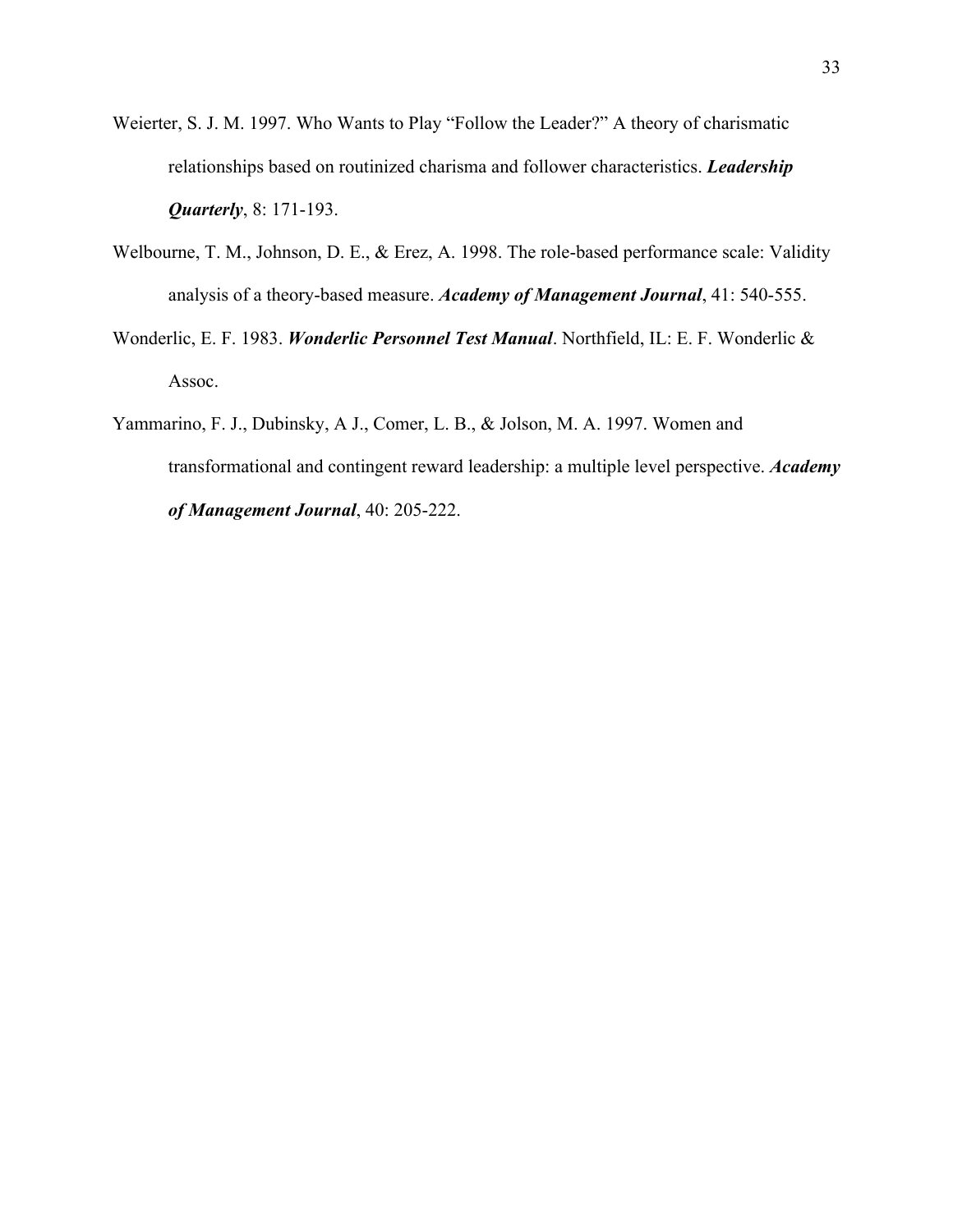Weierter, S. J. M. 1997. Who Wants to Play "Follow the Leader?" A theory of charismatic relationships based on routinized charisma and follower characteristics. ***Leadership Quarterly***, 8: 171-193.

Welbourne, T. M., Johnson, D. E., & Erez, A. 1998. The role-based performance scale: Validity analysis of a theory-based measure. ***Academy of Management Journal***, 41: 540-555.

Wonderlic, E. F. 1983. ***Wonderlic Personnel Test Manual***. Northfield, IL: E. F. Wonderlic & Assoc.

Yammarino, F. J., Dubinsky, A J., Comer, L. B., & Jolson, M. A. 1997. Women and transformational and contingent reward leadership: a multiple level perspective. ***Academy of Management Journal***, 40: 205-222.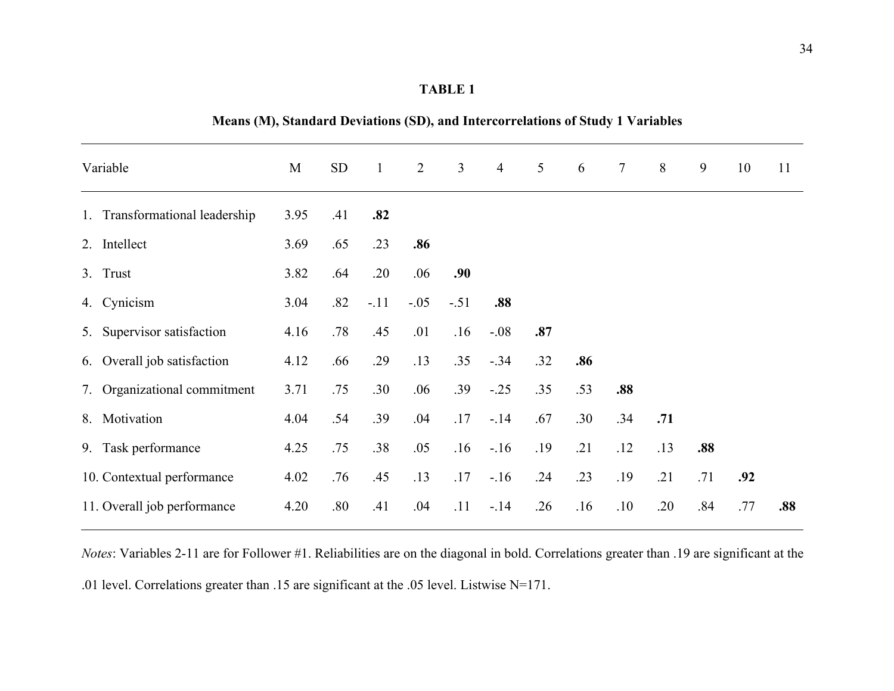**TABLE 1**

**Means (M), Standard Deviations (SD), and Intercorrelations of Study 1 Variables**

| Variable | M | SD | 1 | 2 | 3 | 4 | 5 | 6 | 7 | 8 | 9 | 10 | 11 |
|---|---|---|---|---|---|---|---|---|---|---|---|---|---|
| 1. Transformational leadership | 3.95 | .41 | **.82** | | | | | | | | | | |
| 2. Intellect | 3.69 | .65 | .23 | **.86** | | | | | | | | | |
| 3. Trust | 3.82 | .64 | .20 | .06 | **.90** | | | | | | | | |
| 4. Cynicism | 3.04 | .82 | -.11 | -.05 | -.51 | **.88** | | | | | | | |
| 5. Supervisor satisfaction | 4.16 | .78 | .45 | .01 | .16 | -.08 | **.87** | | | | | | |
| 6. Overall job satisfaction | 4.12 | .66 | .29 | .13 | .35 | -.34 | .32 | **.86** | | | | | |
| 7. Organizational commitment | 3.71 | .75 | .30 | .06 | .39 | -.25 | .35 | .53 | **.88** | | | | |
| 8. Motivation | 4.04 | .54 | .39 | .04 | .17 | -.14 | .67 | .30 | .34 | **.71** | | | |
| 9. Task performance | 4.25 | .75 | .38 | .05 | .16 | -.16 | .19 | .21 | .12 | .13 | **.88** | | |
| 10. Contextual performance | 4.02 | .76 | .45 | .13 | .17 | -.16 | .24 | .23 | .19 | .21 | .71 | **.92** | |
| 11. Overall job performance | 4.20 | .80 | .41 | .04 | .11 | -.14 | .26 | .16 | .10 | .20 | .84 | .77 | **.88** |

*Notes*: Variables 2-11 are for Follower #1. Reliabilities are on the diagonal in bold. Correlations greater than .19 are significant at the .01 level. Correlations greater than .15 are significant at the .05 level. Listwise N=171.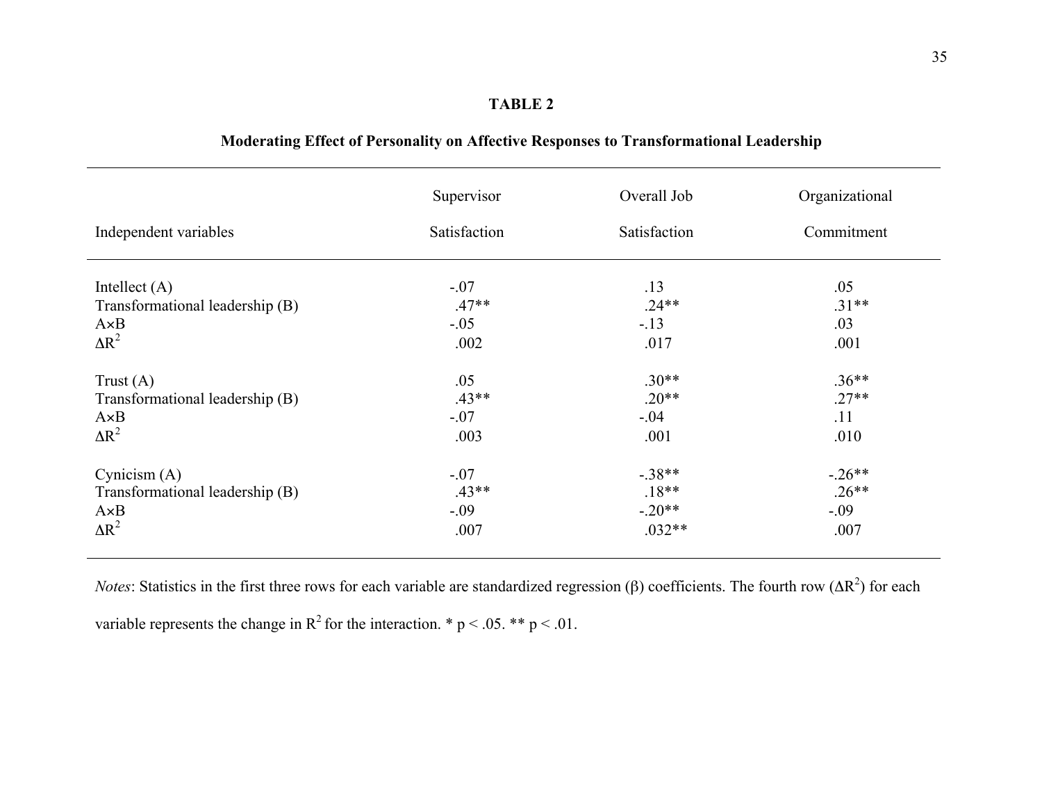**TABLE 2**

**Moderating Effect of Personality on Affective Responses to Transformational Leadership**

| Independent variables | Supervisor Satisfaction | Overall Job Satisfaction | Organizational Commitment |
|---|---|---|---|
| Intellect (A) | -.07 | .13 | .05 |
| Transformational leadership (B) | .47** | .24** | .31** |
| A×B | -.05 | -.13 | .03 |
| $\Delta R^2$ | .002 | .017 | .001 |
| | | | |
| Trust (A) | .05 | .30** | .36** |
| Transformational leadership (B) | .43** | .20** | .27** |
| A×B | -.07 | -.04 | .11 |
| $\Delta R^2$ | .003 | .001 | .010 |
| | | | |
| Cynicism (A) | -.07 | -.38** | -.26** |
| Transformational leadership (B) | .43** | .18** | .26** |
| A×B | -.09 | -.20** | -.09 |
| $\Delta R^2$ | .007 | .032** | .007 |

*Notes*: Statistics in the first three rows for each variable are standardized regression (β) coefficients. The fourth row ($\Delta R^2$) for each variable represents the change in $R^2$ for the interaction. * $p < .05$. ** $p < .01$.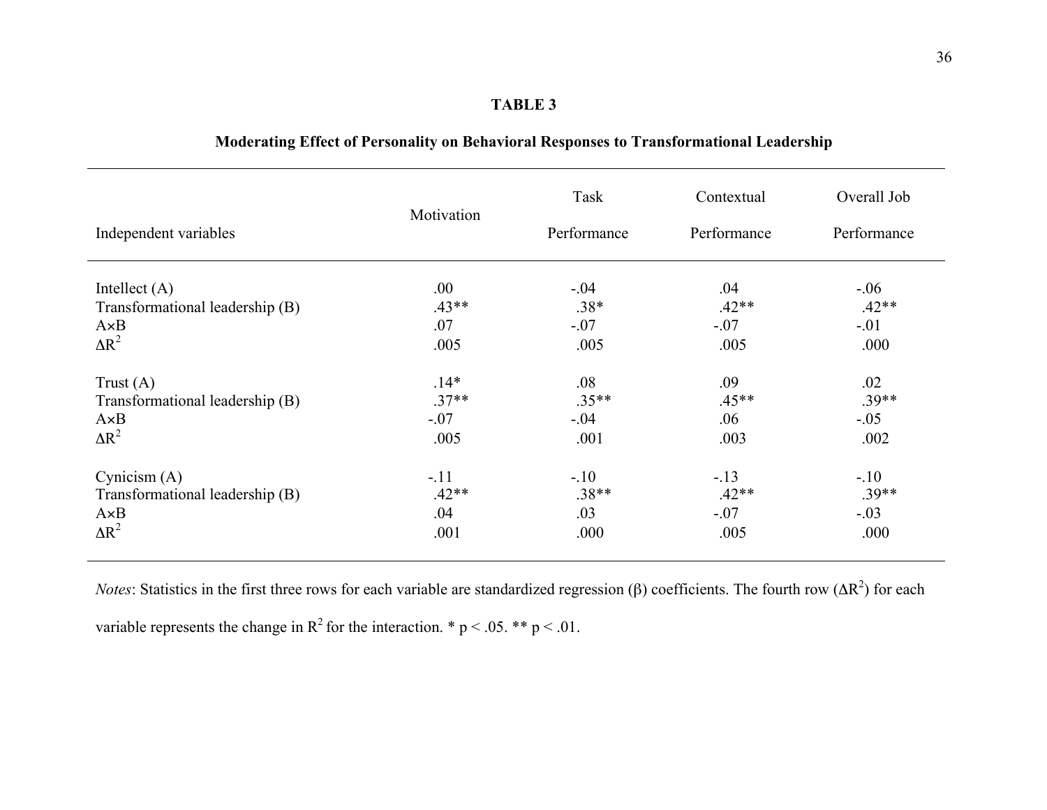**TABLE 3**

**Moderating Effect of Personality on Behavioral Responses to Transformational Leadership**

| Independent variables | Motivation | Task Performance | Contextual Performance | Overall Job Performance |
|---|---|---|---|---|
| Intellect (A) | .00 | -.04 | .04 | -.06 |
| Transformational leadership (B) | .43** | .38* | .42** | .42** |
| A×B | .07 | -.07 | -.07 | -.01 |
| $\Delta R^2$ | .005 | .005 | .005 | .000 |
| Trust (A) | .14* | .08 | .09 | .02 |
| Transformational leadership (B) | .37** | .35** | .45** | .39** |
| A×B | -.07 | -.04 | .06 | -.05 |
| $\Delta R^2$ | .005 | .001 | .003 | .002 |
| Cynicism (A) | -.11 | -.10 | -.13 | -.10 |
| Transformational leadership (B) | .42** | .38** | .42** | .39** |
| A×B | .04 | .03 | -.07 | -.03 |
| $\Delta R^2$ | .001 | .000 | .005 | .000 |

*Notes*: Statistics in the first three rows for each variable are standardized regression (β) coefficients. The fourth row ($\Delta R^2$) for each variable represents the change in $R^2$ for the interaction. * $p < .05$. ** $p < .01$.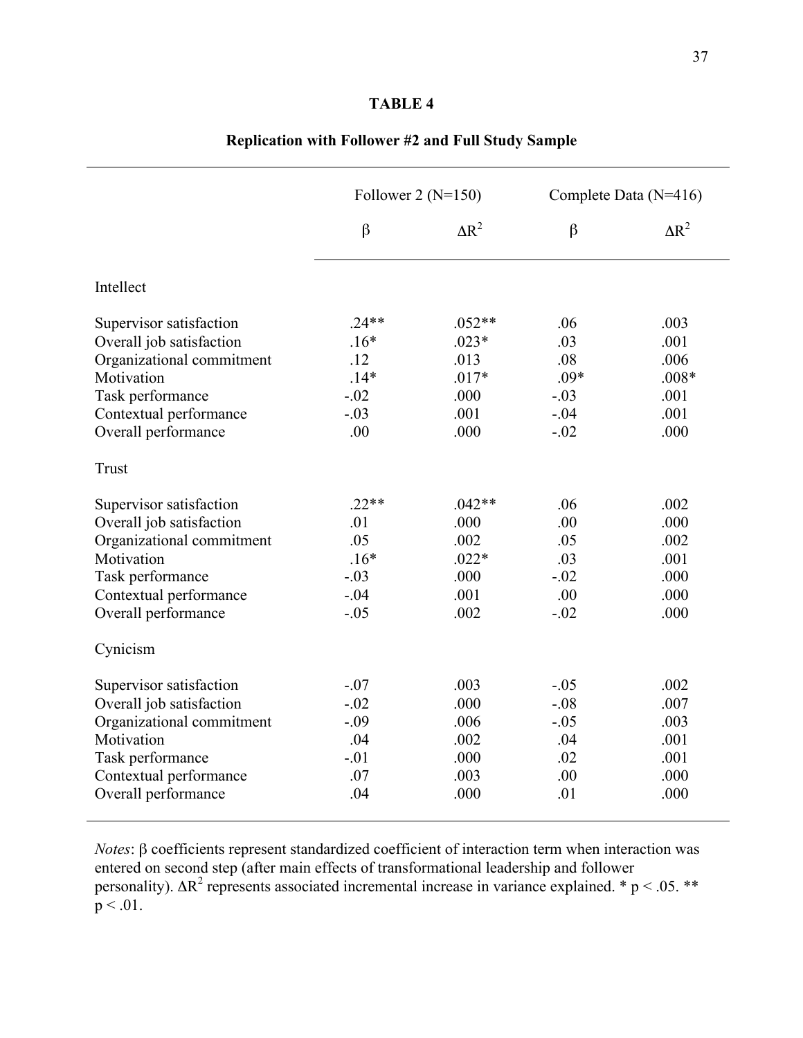**TABLE 4**

**Replication with Follower #2 and Full Study Sample**

| | Follower 2 (N=150) | | Complete Data (N=416) | |
|---|---|---|---|---|
| | β | $\Delta R^2$ | β | $\Delta R^2$ |
| Intellect | | | | |
| Supervisor satisfaction | .24** | .052** | .06 | .003 |
| Overall job satisfaction | .16* | .023* | .03 | .001 |
| Organizational commitment | .12 | .013 | .08 | .006 |
| Motivation | .14* | .017* | .09* | .008* |
| Task performance | -.02 | .000 | -.03 | .001 |
| Contextual performance | -.03 | .001 | -.04 | .001 |
| Overall performance | .00 | .000 | -.02 | .000 |
| Trust | | | | |
| Supervisor satisfaction | .22** | .042** | .06 | .002 |
| Overall job satisfaction | .01 | .000 | .00 | .000 |
| Organizational commitment | .05 | .002 | .05 | .002 |
| Motivation | .16* | .022* | .03 | .001 |
| Task performance | -.03 | .000 | -.02 | .000 |
| Contextual performance | -.04 | .001 | .00 | .000 |
| Overall performance | -.05 | .002 | -.02 | .000 |
| Cynicism | | | | |
| Supervisor satisfaction | -.07 | .003 | -.05 | .002 |
| Overall job satisfaction | -.02 | .000 | -.08 | .007 |
| Organizational commitment | -.09 | .006 | -.05 | .003 |
| Motivation | .04 | .002 | .04 | .001 |
| Task performance | -.01 | .000 | .02 | .001 |
| Contextual performance | .07 | .003 | .00 | .000 |
| Overall performance | .04 | .000 | .01 | .000 |

*Notes*: β coefficients represent standardized coefficient of interaction term when interaction was entered on second step (after main effects of transformational leadership and follower personality). $\Delta R^2$ represents associated incremental increase in variance explained. * $p < .05$. ** $p < .01$.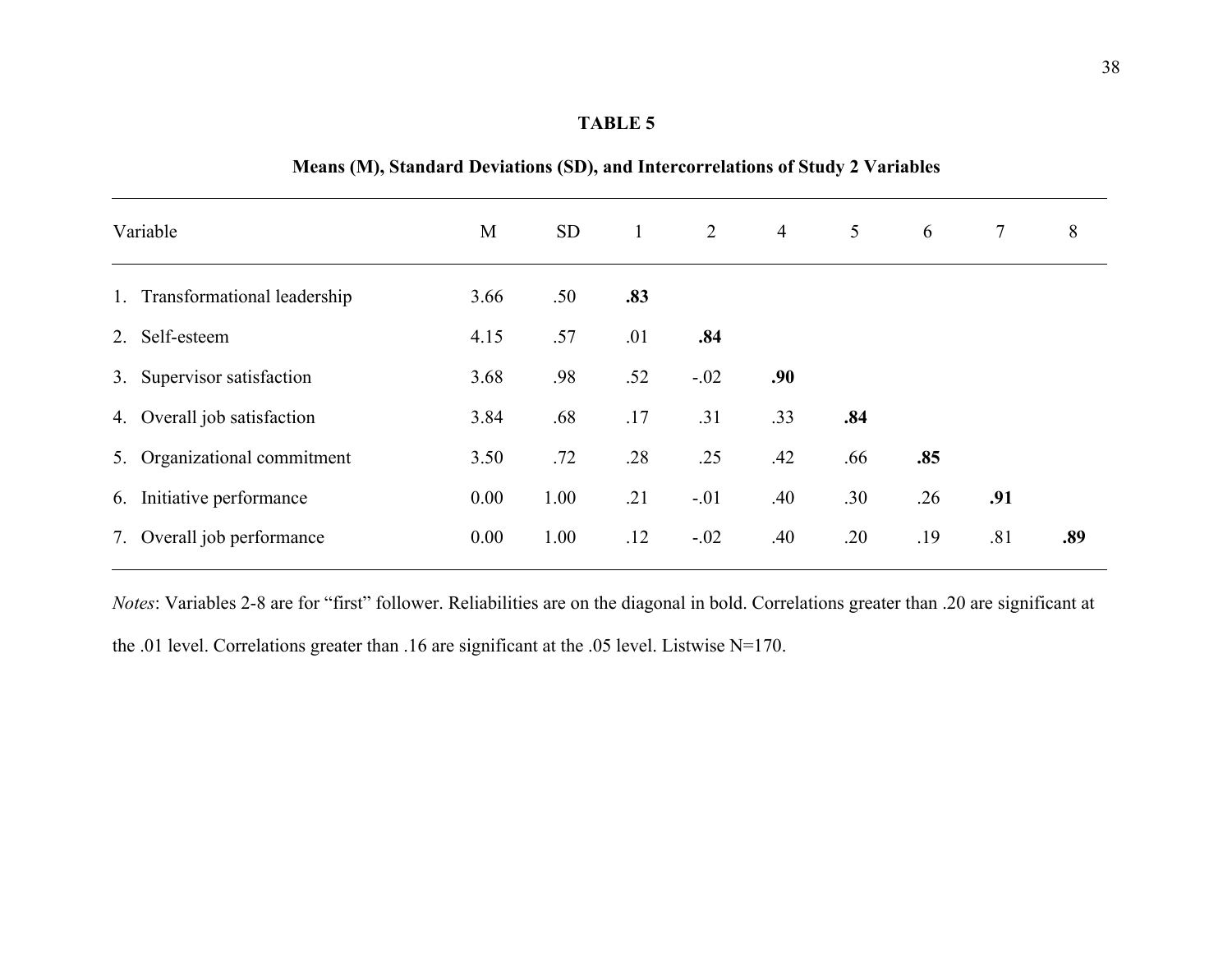**TABLE 5**

**Means (M), Standard Deviations (SD), and Intercorrelations of Study 2 Variables**

| Variable | M | SD | 1 | 2 | 4 | 5 | 6 | 7 | 8 |
|---|---|---|---|---|---|---|---|---|---|
| 1. Transformational leadership | 3.66 | .50 | **.83** | | | | | | |
| 2. Self-esteem | 4.15 | .57 | .01 | **.84** | | | | | |
| 3. Supervisor satisfaction | 3.68 | .98 | .52 | -.02 | **.90** | | | | |
| 4. Overall job satisfaction | 3.84 | .68 | .17 | .31 | .33 | **.84** | | | |
| 5. Organizational commitment | 3.50 | .72 | .28 | .25 | .42 | .66 | **.85** | | |
| 6. Initiative performance | 0.00 | 1.00 | .21 | -.01 | .40 | .30 | .26 | **.91** | |
| 7. Overall job performance | 0.00 | 1.00 | .12 | -.02 | .40 | .20 | .19 | .81 | **.89** |

*Notes*: Variables 2-8 are for "first" follower. Reliabilities are on the diagonal in bold. Correlations greater than .20 are significant at the .01 level. Correlations greater than .16 are significant at the .05 level. Listwise N=170.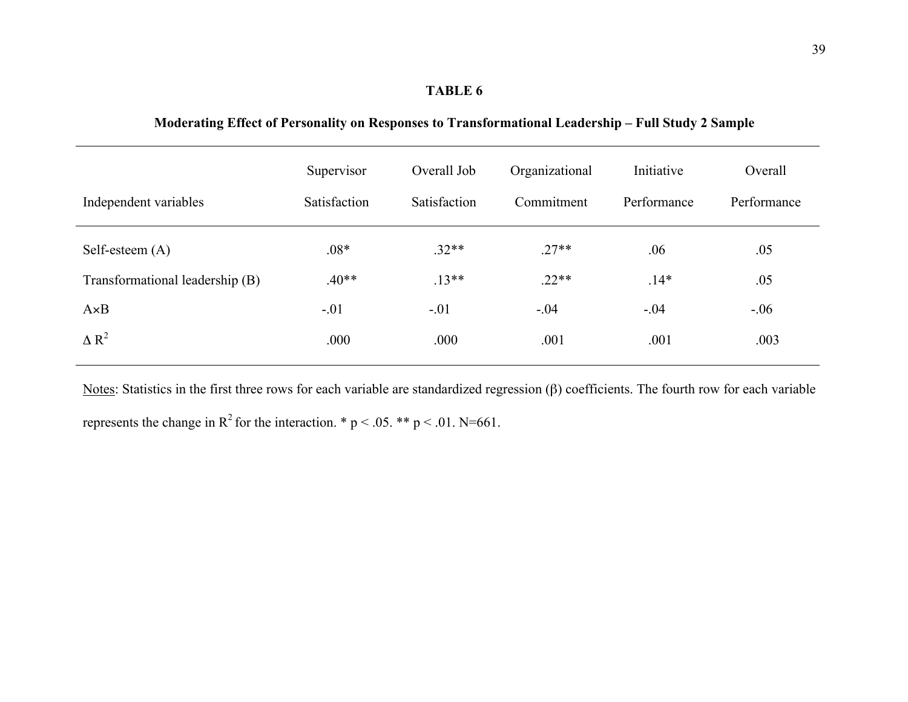**TABLE 6**

**Moderating Effect of Personality on Responses to Transformational Leadership – Full Study 2 Sample**

| Independent variables | Supervisor Satisfaction | Overall Job Satisfaction | Organizational Commitment | Initiative Performance | Overall Performance |
|---|---|---|---|---|---|
| Self-esteem (A) | .08* | .32** | .27** | .06 | .05 |
| Transformational leadership (B) | .40** | .13** | .22** | .14* | .05 |
| A×B | -.01 | -.01 | -.04 | -.04 | -.06 |
| $\Delta R^2$ | .000 | .000 | .001 | .001 | .003 |

Notes: Statistics in the first three rows for each variable are standardized regression (β) coefficients. The fourth row for each variable represents the change in $R^2$ for the interaction. * $p < .05$. ** $p < .01$. N=661.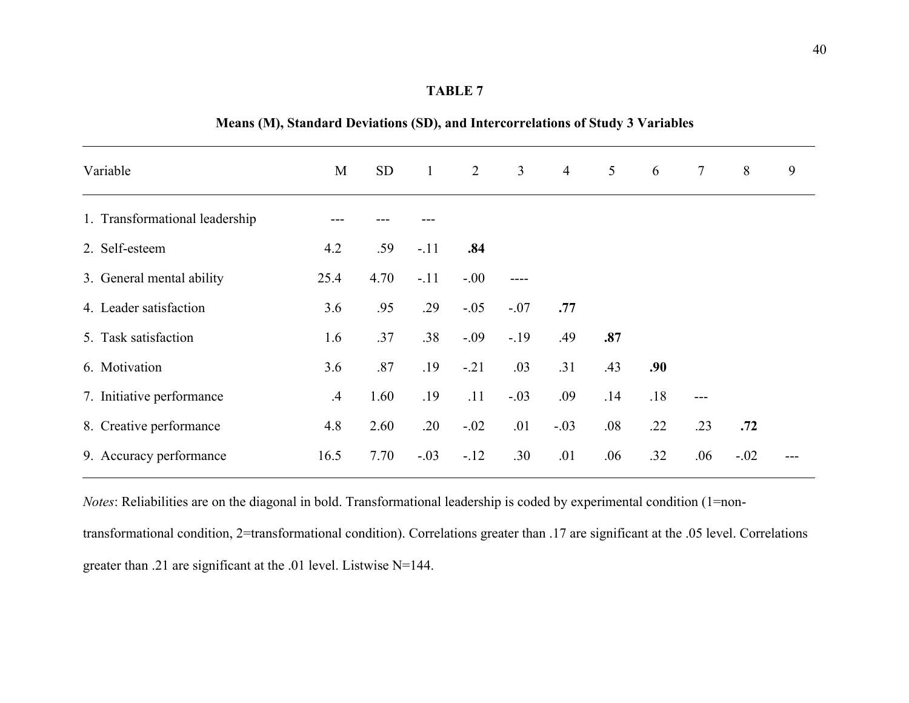**TABLE 7**

**Means (M), Standard Deviations (SD), and Intercorrelations of Study 3 Variables**

| Variable | M | SD | 1 | 2 | 3 | 4 | 5 | 6 | 7 | 8 | 9 |
|---|---|---|---|---|---|---|---|---|---|---|---|
| 1. Transformational leadership | --- | --- | --- | | | | | | | | |
| 2. Self-esteem | 4.2 | .59 | -.11 | **.84** | | | | | | | |
| 3. General mental ability | 25.4 | 4.70 | -.11 | -.00 | ---- | | | | | | |
| 4. Leader satisfaction | 3.6 | .95 | .29 | -.05 | -.07 | **.77** | | | | | |
| 5. Task satisfaction | 1.6 | .37 | .38 | -.09 | -.19 | .49 | **.87** | | | | |
| 6. Motivation | 3.6 | .87 | .19 | -.21 | .03 | .31 | .43 | **.90** | | | |
| 7. Initiative performance | .4 | 1.60 | .19 | .11 | -.03 | .09 | .14 | .18 | --- | | |
| 8. Creative performance | 4.8 | 2.60 | .20 | -.02 | .01 | -.03 | .08 | .22 | .23 | **.72** | |
| 9. Accuracy performance | 16.5 | 7.70 | -.03 | -.12 | .30 | .01 | .06 | .32 | .06 | -.02 | --- |

*Notes*: Reliabilities are on the diagonal in bold. Transformational leadership is coded by experimental condition (1=non-transformational condition, 2=transformational condition). Correlations greater than .17 are significant at the .05 level. Correlations greater than .21 are significant at the .01 level. Listwise N=144.